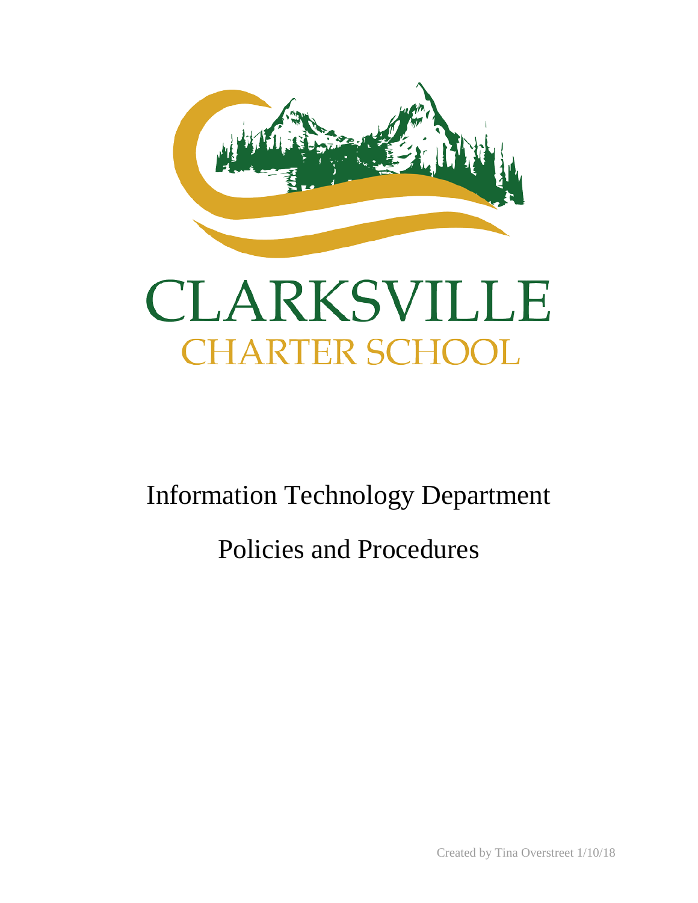# CLARKSVILLE

## CHARTER SCHOOL

# Information Technology Department

# Policies and Procedures

Created by Tina Overstreet 1/10/18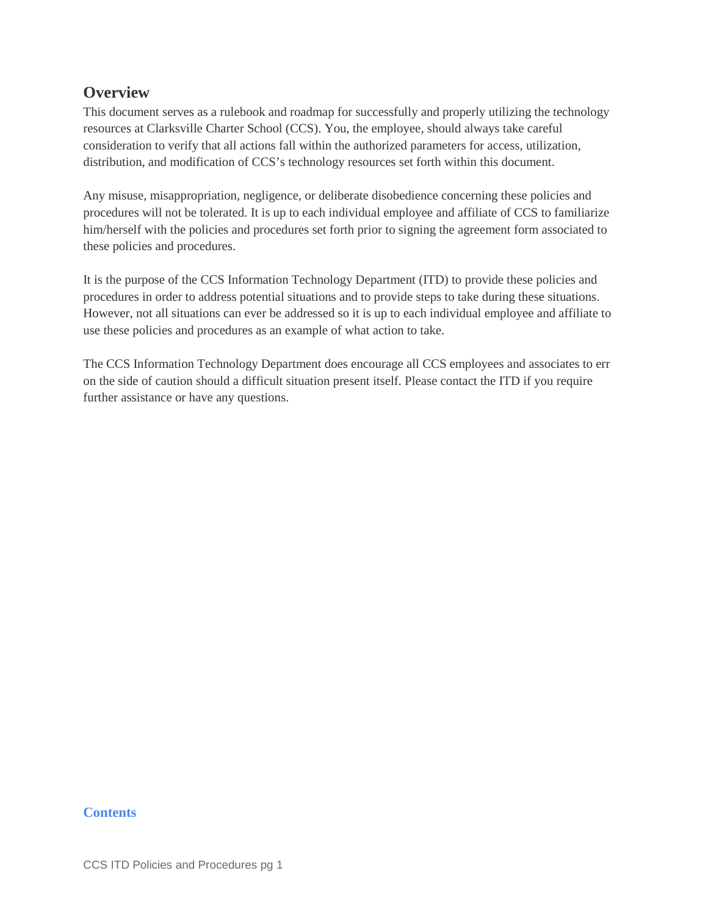## Overview

This document serves as a rulebook and roadmap for successfully and properly utilizing the technology resources at Clarksville Charter School (CCS). You, the employee, should always take careful consideration to verify that all actions fall within the authorized parameters for access, utilization, distribution, and modification of CCS's technology resources set forth within this document.

Any misuse, misappropriation, negligence, or deliberate disobedience concerning these policies and procedures will not be tolerated. It is up to each individual employee and affiliate of CCS to familiarize him/herself with the policies and procedures set forth prior to signing the agreement form associated to these policies and procedures.

It is the purpose of the CCS Information Technology Department (ITD) to provide these policies and procedures in order to address potential situations and to provide steps to take during these situations. However, not all situations can ever be addressed so it is up to each individual employee and affiliate to use these policies and procedures as an example of what action to take.

The CCS Information Technology Department does encourage all CCS employees and associates to err on the side of caution should a difficult situation present itself. Please contact the ITD if you require further assistance or have any questions.

## Contents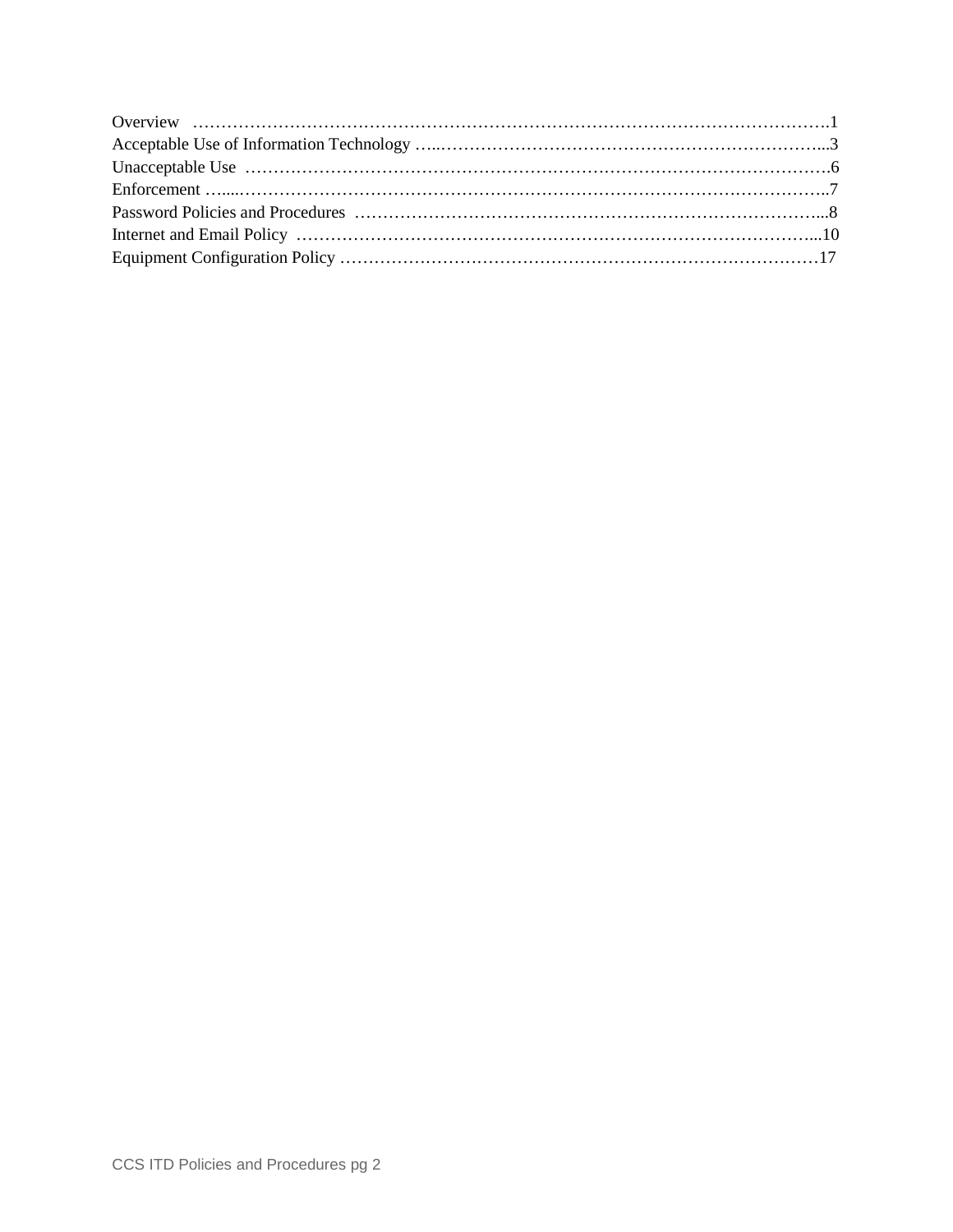Overview ……………………………………………………………………………………………….1
Acceptable Use of Information Technology …..…………………………………………………………...3
Unacceptable Use ……………………………………………………………………………………………6
Enforcement …....……………………………………………………………………………………………..7
Password Policies and Procedures ………………………………………………………………………...8
Internet and Email Policy ……………………………………………………………………………………...10
Equipment Configuration Policy …………………………………………………………………………17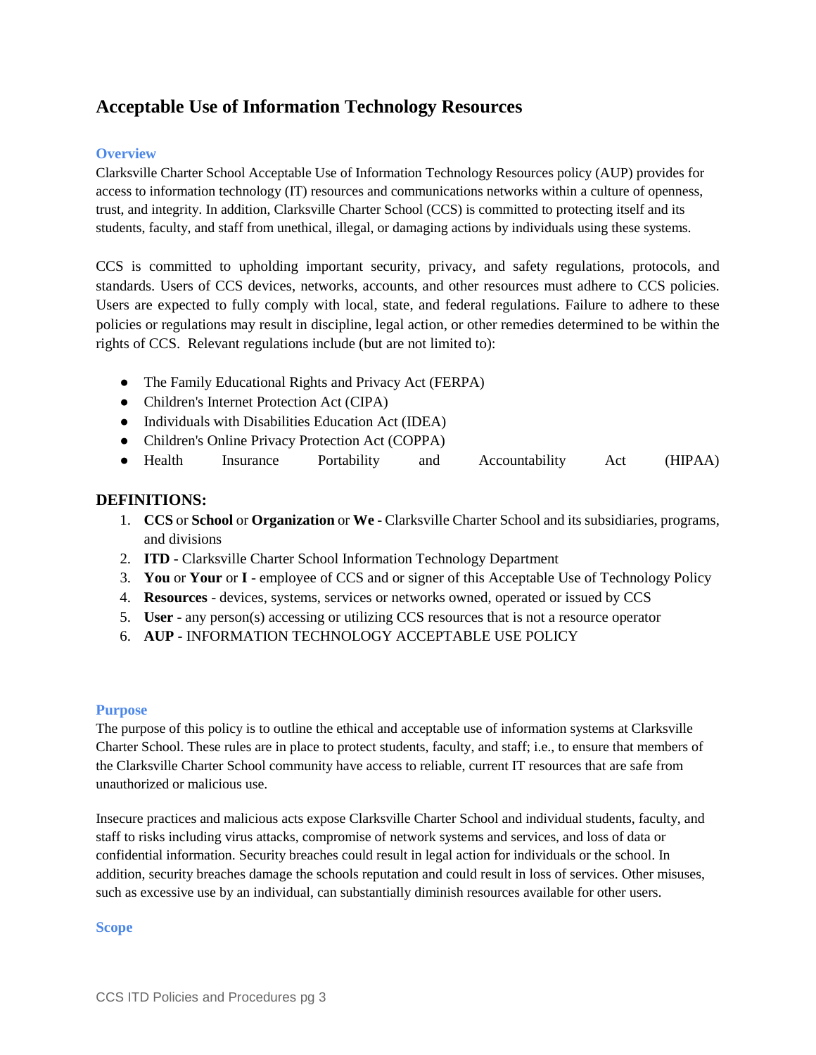## Acceptable Use of Information Technology Resources

### Overview

Clarksville Charter School Acceptable Use of Information Technology Resources policy (AUP) provides for access to information technology (IT) resources and communications networks within a culture of openness, trust, and integrity. In addition, Clarksville Charter School (CCS) is committed to protecting itself and its students, faculty, and staff from unethical, illegal, or damaging actions by individuals using these systems.

CCS is committed to upholding important security, privacy, and safety regulations, protocols, and standards. Users of CCS devices, networks, accounts, and other resources must adhere to CCS policies. Users are expected to fully comply with local, state, and federal regulations. Failure to adhere to these policies or regulations may result in discipline, legal action, or other remedies determined to be within the rights of CCS. Relevant regulations include (but are not limited to):

- The Family Educational Rights and Privacy Act (FERPA)
- Children's Internet Protection Act (CIPA)
- Individuals with Disabilities Education Act (IDEA)
- Children's Online Privacy Protection Act (COPPA)
- Health Insurance Portability and Accountability Act (HIPAA)

## DEFINITIONS:

1. **CCS** or **School** or **Organization** or **We** - Clarksville Charter School and its subsidiaries, programs, and divisions
2. **ITD** - Clarksville Charter School Information Technology Department
3. **You** or **Your** or **I** - employee of CCS and or signer of this Acceptable Use of Technology Policy
4. **Resources** - devices, systems, services or networks owned, operated or issued by CCS
5. **User** - any person(s) accessing or utilizing CCS resources that is not a resource operator
6. **AUP** - INFORMATION TECHNOLOGY ACCEPTABLE USE POLICY

### Purpose

The purpose of this policy is to outline the ethical and acceptable use of information systems at Clarksville Charter School. These rules are in place to protect students, faculty, and staff; i.e., to ensure that members of the Clarksville Charter School community have access to reliable, current IT resources that are safe from unauthorized or malicious use.

Insecure practices and malicious acts expose Clarksville Charter School and individual students, faculty, and staff to risks including virus attacks, compromise of network systems and services, and loss of data or confidential information. Security breaches could result in legal action for individuals or the school. In addition, security breaches damage the schools reputation and could result in loss of services. Other misuses, such as excessive use by an individual, can substantially diminish resources available for other users.

### Scope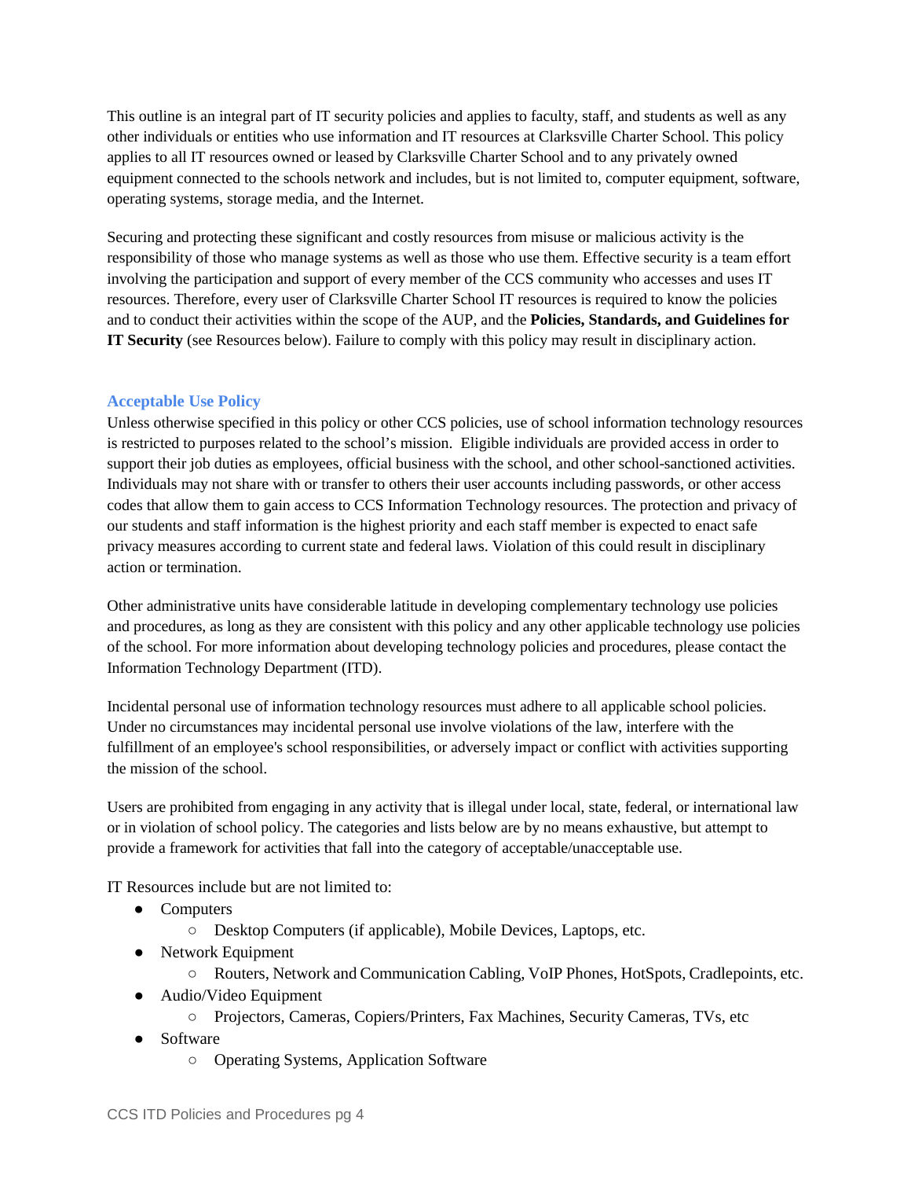This outline is an integral part of IT security policies and applies to faculty, staff, and students as well as any other individuals or entities who use information and IT resources at Clarksville Charter School. This policy applies to all IT resources owned or leased by Clarksville Charter School and to any privately owned equipment connected to the schools network and includes, but is not limited to, computer equipment, software, operating systems, storage media, and the Internet.

Securing and protecting these significant and costly resources from misuse or malicious activity is the responsibility of those who manage systems as well as those who use them. Effective security is a team effort involving the participation and support of every member of the CCS community who accesses and uses IT resources. Therefore, every user of Clarksville Charter School IT resources is required to know the policies and to conduct their activities within the scope of the AUP, and the **Policies, Standards, and Guidelines for IT Security** (see Resources below). Failure to comply with this policy may result in disciplinary action.

### Acceptable Use Policy

Unless otherwise specified in this policy or other CCS policies, use of school information technology resources is restricted to purposes related to the school's mission. Eligible individuals are provided access in order to support their job duties as employees, official business with the school, and other school-sanctioned activities. Individuals may not share with or transfer to others their user accounts including passwords, or other access codes that allow them to gain access to CCS Information Technology resources. The protection and privacy of our students and staff information is the highest priority and each staff member is expected to enact safe privacy measures according to current state and federal laws. Violation of this could result in disciplinary action or termination.

Other administrative units have considerable latitude in developing complementary technology use policies and procedures, as long as they are consistent with this policy and any other applicable technology use policies of the school. For more information about developing technology policies and procedures, please contact the Information Technology Department (ITD).

Incidental personal use of information technology resources must adhere to all applicable school policies. Under no circumstances may incidental personal use involve violations of the law, interfere with the fulfillment of an employee's school responsibilities, or adversely impact or conflict with activities supporting the mission of the school.

Users are prohibited from engaging in any activity that is illegal under local, state, federal, or international law or in violation of school policy. The categories and lists below are by no means exhaustive, but attempt to provide a framework for activities that fall into the category of acceptable/unacceptable use.

IT Resources include but are not limited to:

- Computers
  - Desktop Computers (if applicable), Mobile Devices, Laptops, etc.
- Network Equipment
  - Routers, Network and Communication Cabling, VoIP Phones, HotSpots, Cradlepoints, etc.
- Audio/Video Equipment
  - Projectors, Cameras, Copiers/Printers, Fax Machines, Security Cameras, TVs, etc
- Software
  - Operating Systems, Application Software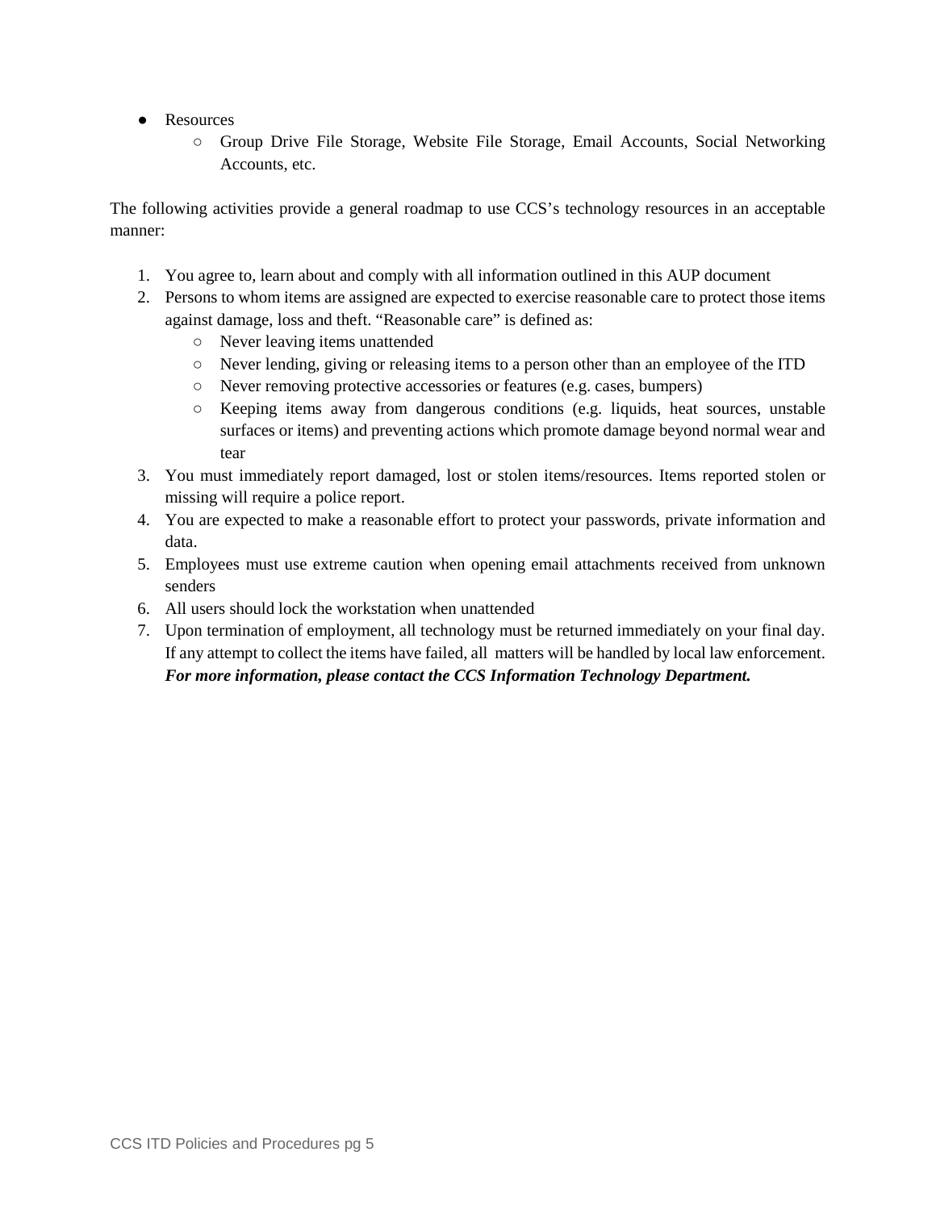- Resources
  - Group Drive File Storage, Website File Storage, Email Accounts, Social Networking Accounts, etc.

The following activities provide a general roadmap to use CCS's technology resources in an acceptable manner:

1. You agree to, learn about and comply with all information outlined in this AUP document
2. Persons to whom items are assigned are expected to exercise reasonable care to protect those items against damage, loss and theft. "Reasonable care" is defined as:
   - Never leaving items unattended
   - Never lending, giving or releasing items to a person other than an employee of the ITD
   - Never removing protective accessories or features (e.g. cases, bumpers)
   - Keeping items away from dangerous conditions (e.g. liquids, heat sources, unstable surfaces or items) and preventing actions which promote damage beyond normal wear and tear
3. You must immediately report damaged, lost or stolen items/resources. Items reported stolen or missing will require a police report.
4. You are expected to make a reasonable effort to protect your passwords, private information and data.
5. Employees must use extreme caution when opening email attachments received from unknown senders
6. All users should lock the workstation when unattended
7. Upon termination of employment, all technology must be returned immediately on your final day. If any attempt to collect the items have failed, all matters will be handled by local law enforcement. ***For more information, please contact the CCS Information Technology Department.***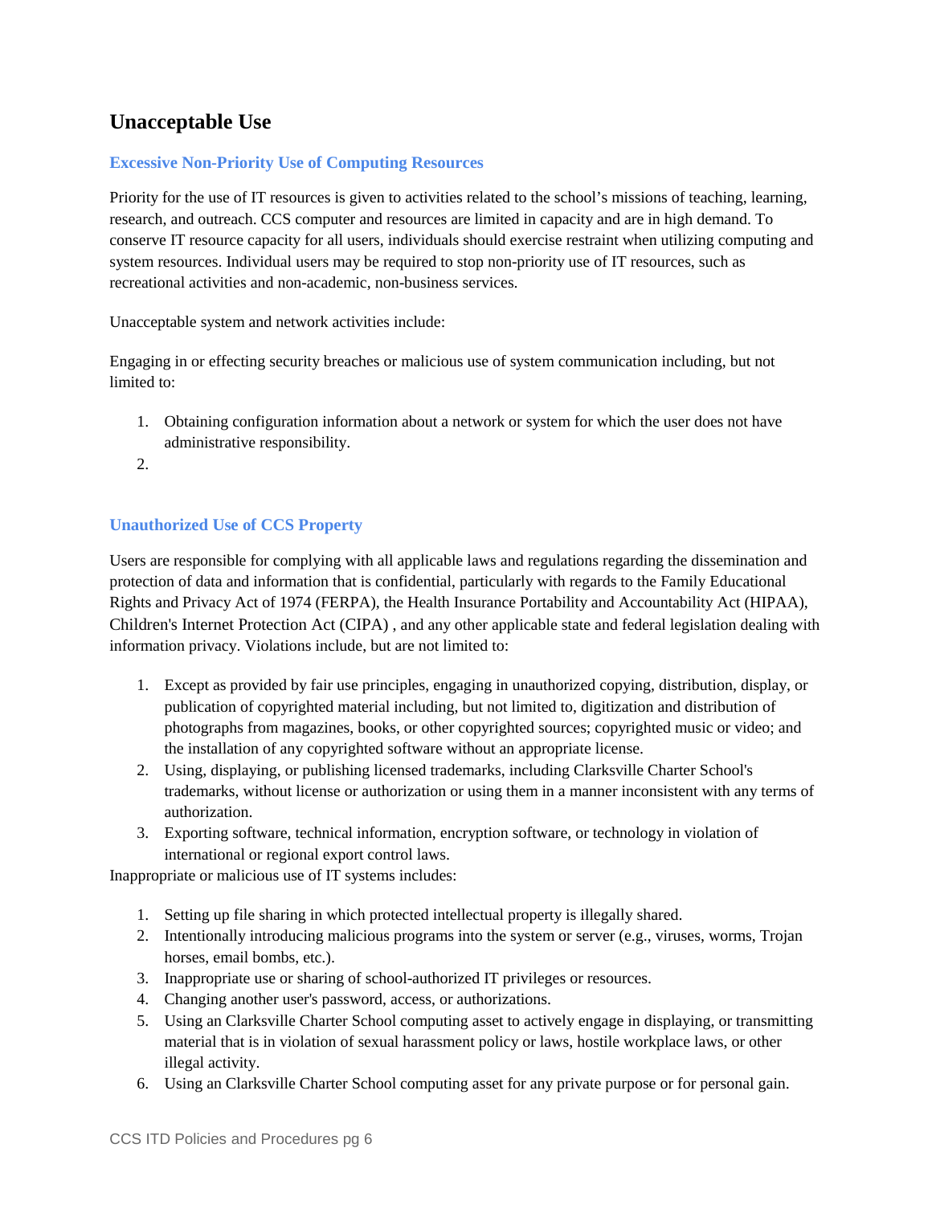## Unacceptable Use

### Excessive Non-Priority Use of Computing Resources

Priority for the use of IT resources is given to activities related to the school's missions of teaching, learning, research, and outreach. CCS computer and resources are limited in capacity and are in high demand. To conserve IT resource capacity for all users, individuals should exercise restraint when utilizing computing and system resources. Individual users may be required to stop non-priority use of IT resources, such as recreational activities and non-academic, non-business services.

Unacceptable system and network activities include:

Engaging in or effecting security breaches or malicious use of system communication including, but not limited to:

1. Obtaining configuration information about a network or system for which the user does not have administrative responsibility.
2.

### Unauthorized Use of CCS Property

Users are responsible for complying with all applicable laws and regulations regarding the dissemination and protection of data and information that is confidential, particularly with regards to the Family Educational Rights and Privacy Act of 1974 (FERPA), the Health Insurance Portability and Accountability Act (HIPAA), Children's Internet Protection Act (CIPA) , and any other applicable state and federal legislation dealing with information privacy. Violations include, but are not limited to:

1. Except as provided by fair use principles, engaging in unauthorized copying, distribution, display, or publication of copyrighted material including, but not limited to, digitization and distribution of photographs from magazines, books, or other copyrighted sources; copyrighted music or video; and the installation of any copyrighted software without an appropriate license.
2. Using, displaying, or publishing licensed trademarks, including Clarksville Charter School's trademarks, without license or authorization or using them in a manner inconsistent with any terms of authorization.
3. Exporting software, technical information, encryption software, or technology in violation of international or regional export control laws.

Inappropriate or malicious use of IT systems includes:

1. Setting up file sharing in which protected intellectual property is illegally shared.
2. Intentionally introducing malicious programs into the system or server (e.g., viruses, worms, Trojan horses, email bombs, etc.).
3. Inappropriate use or sharing of school-authorized IT privileges or resources.
4. Changing another user's password, access, or authorizations.
5. Using an Clarksville Charter School computing asset to actively engage in displaying, or transmitting material that is in violation of sexual harassment policy or laws, hostile workplace laws, or other illegal activity.
6. Using an Clarksville Charter School computing asset for any private purpose or for personal gain.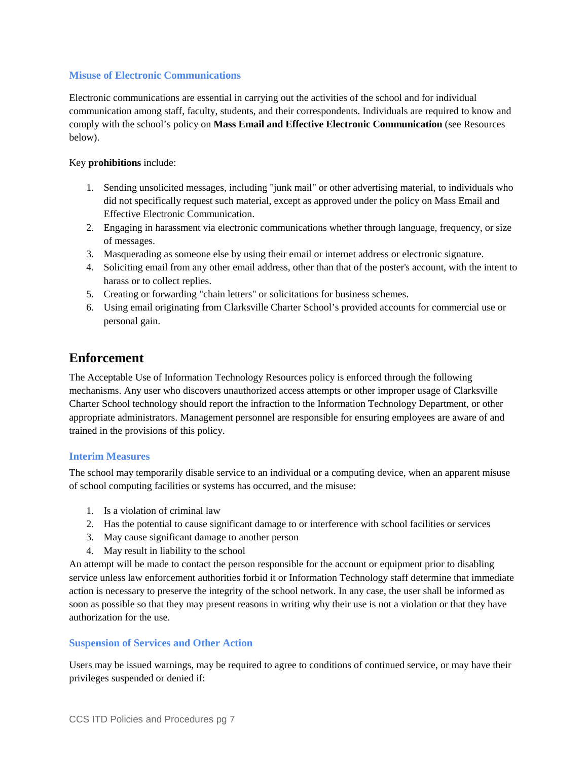### Misuse of Electronic Communications

Electronic communications are essential in carrying out the activities of the school and for individual communication among staff, faculty, students, and their correspondents. Individuals are required to know and comply with the school's policy on **Mass Email and Effective Electronic Communication** (see Resources below).

Key **prohibitions** include:

1. Sending unsolicited messages, including "junk mail" or other advertising material, to individuals who did not specifically request such material, except as approved under the policy on Mass Email and Effective Electronic Communication.
2. Engaging in harassment via electronic communications whether through language, frequency, or size of messages.
3. Masquerading as someone else by using their email or internet address or electronic signature.
4. Soliciting email from any other email address, other than that of the poster's account, with the intent to harass or to collect replies.
5. Creating or forwarding "chain letters" or solicitations for business schemes.
6. Using email originating from Clarksville Charter School's provided accounts for commercial use or personal gain.

## Enforcement

The Acceptable Use of Information Technology Resources policy is enforced through the following mechanisms. Any user who discovers unauthorized access attempts or other improper usage of Clarksville Charter School technology should report the infraction to the Information Technology Department, or other appropriate administrators. Management personnel are responsible for ensuring employees are aware of and trained in the provisions of this policy.

### Interim Measures

The school may temporarily disable service to an individual or a computing device, when an apparent misuse of school computing facilities or systems has occurred, and the misuse:

1. Is a violation of criminal law
2. Has the potential to cause significant damage to or interference with school facilities or services
3. May cause significant damage to another person
4. May result in liability to the school

An attempt will be made to contact the person responsible for the account or equipment prior to disabling service unless law enforcement authorities forbid it or Information Technology staff determine that immediate action is necessary to preserve the integrity of the school network. In any case, the user shall be informed as soon as possible so that they may present reasons in writing why their use is not a violation or that they have authorization for the use.

### Suspension of Services and Other Action

Users may be issued warnings, may be required to agree to conditions of continued service, or may have their privileges suspended or denied if: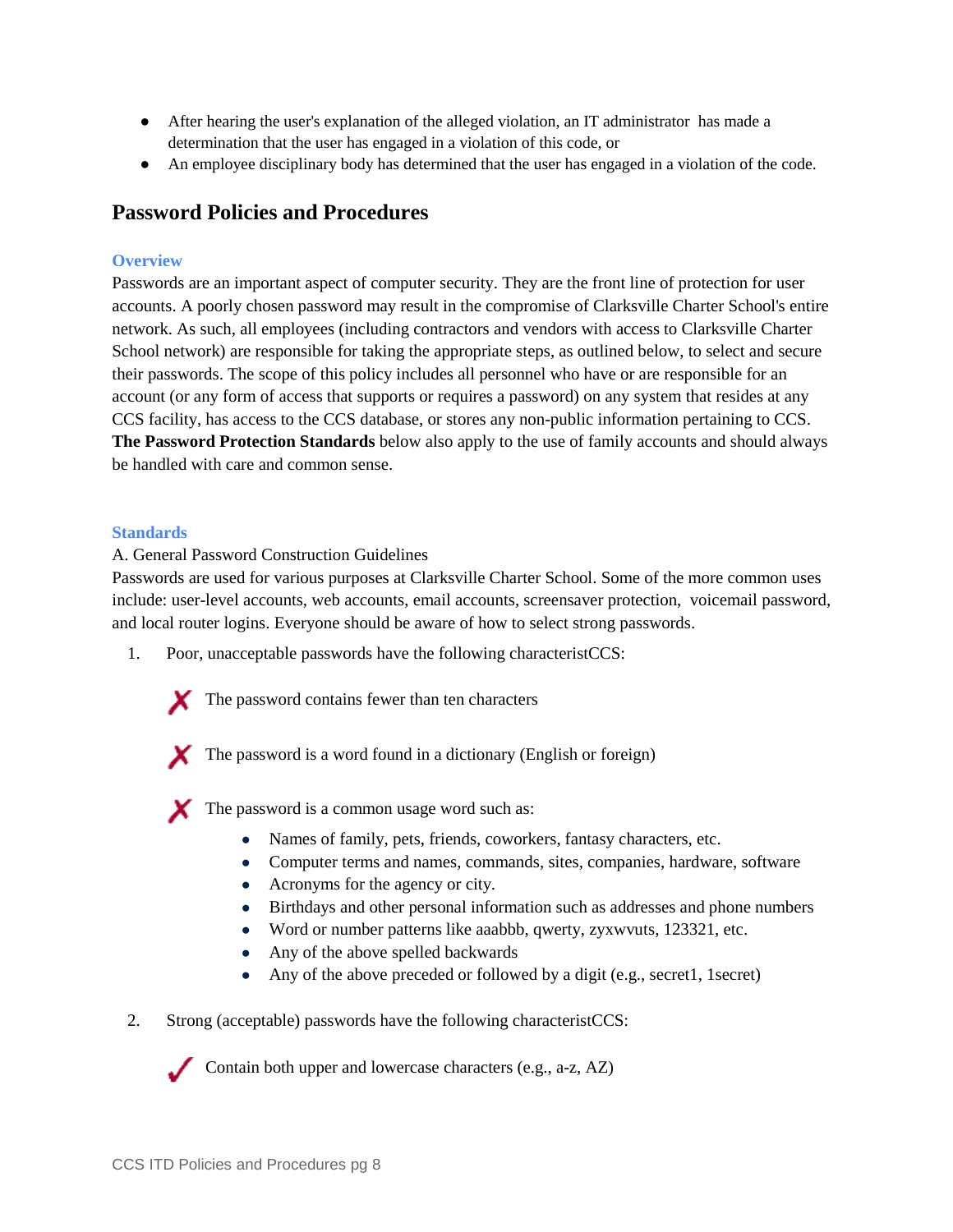- After hearing the user's explanation of the alleged violation, an IT administrator has made a determination that the user has engaged in a violation of this code, or
- An employee disciplinary body has determined that the user has engaged in a violation of the code.

## Password Policies and Procedures

### Overview

Passwords are an important aspect of computer security. They are the front line of protection for user accounts. A poorly chosen password may result in the compromise of Clarksville Charter School's entire network. As such, all employees (including contractors and vendors with access to Clarksville Charter School network) are responsible for taking the appropriate steps, as outlined below, to select and secure their passwords. The scope of this policy includes all personnel who have or are responsible for an account (or any form of access that supports or requires a password) on any system that resides at any CCS facility, has access to the CCS database, or stores any non-public information pertaining to CCS. **The Password Protection Standards** below also apply to the use of family accounts and should always be handled with care and common sense.

### Standards

A. General Password Construction Guidelines

Passwords are used for various purposes at Clarksville Charter School. Some of the more common uses include: user-level accounts, web accounts, email accounts, screensaver protection, voicemail password, and local router logins. Everyone should be aware of how to select strong passwords.

1. Poor, unacceptable passwords have the following characteristCCS:

   ✗ The password contains fewer than ten characters

   ✗ The password is a word found in a dictionary (English or foreign)

   ✗ The password is a common usage word such as:

   - Names of family, pets, friends, coworkers, fantasy characters, etc.
   - Computer terms and names, commands, sites, companies, hardware, software
   - Acronyms for the agency or city.
   - Birthdays and other personal information such as addresses and phone numbers
   - Word or number patterns like aaabbb, qwerty, zyxwvuts, 123321, etc.
   - Any of the above spelled backwards
   - Any of the above preceded or followed by a digit (e.g., secret1, 1secret)

2. Strong (acceptable) passwords have the following characteristCCS:

   ✓ Contain both upper and lowercase characters (e.g., a-z, AZ)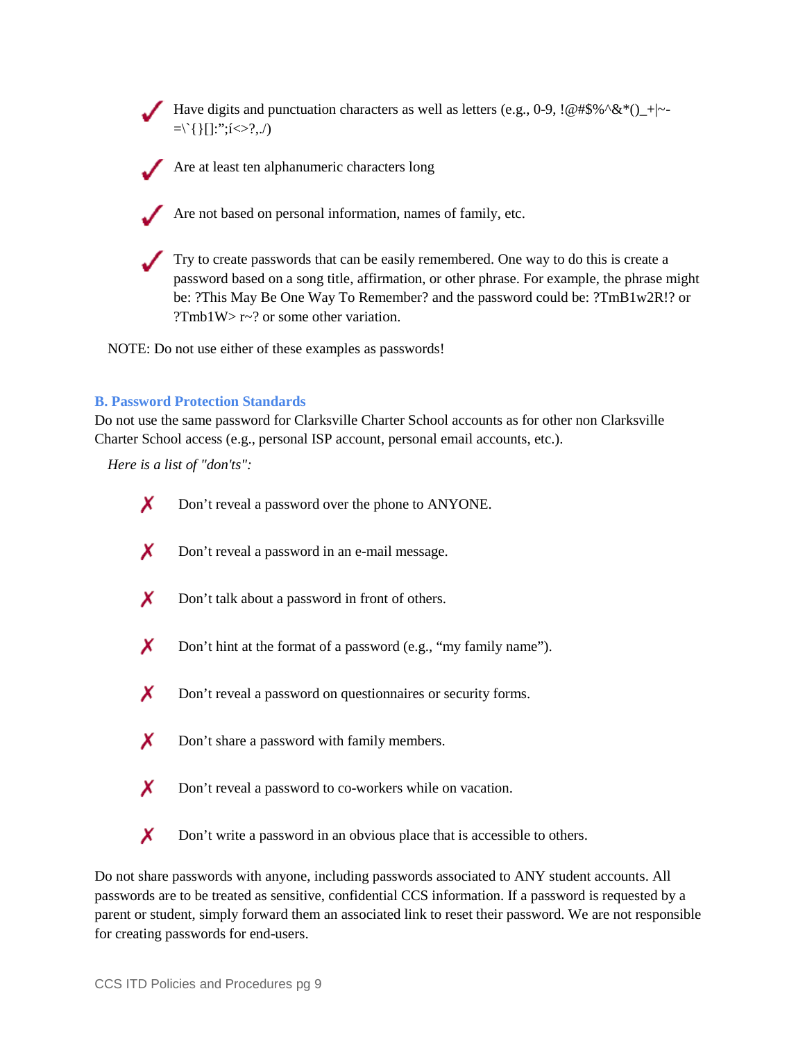- ✓ Have digits and punctuation characters as well as letters (e.g., 0-9, !@#$%^&*()_+|~-=\`{}[]:";í<>?,./)
- ✓ Are at least ten alphanumeric characters long
- ✓ Are not based on personal information, names of family, etc.
- ✓ Try to create passwords that can be easily remembered. One way to do this is create a password based on a song title, affirmation, or other phrase. For example, the phrase might be: ?This May Be One Way To Remember? and the password could be: ?TmB1w2R!? or ?Tmb1W> r~? or some other variation.

NOTE: Do not use either of these examples as passwords!

### B. Password Protection Standards

Do not use the same password for Clarksville Charter School accounts as for other non Clarksville Charter School access (e.g., personal ISP account, personal email accounts, etc.).

*Here is a list of "don'ts":*

- ✗ Don't reveal a password over the phone to ANYONE.
- ✗ Don't reveal a password in an e-mail message.
- ✗ Don't talk about a password in front of others.
- ✗ Don't hint at the format of a password (e.g., "my family name").
- ✗ Don't reveal a password on questionnaires or security forms.
- ✗ Don't share a password with family members.
- ✗ Don't reveal a password to co-workers while on vacation.
- ✗ Don't write a password in an obvious place that is accessible to others.

Do not share passwords with anyone, including passwords associated to ANY student accounts. All passwords are to be treated as sensitive, confidential CCS information. If a password is requested by a parent or student, simply forward them an associated link to reset their password. We are not responsible for creating passwords for end-users.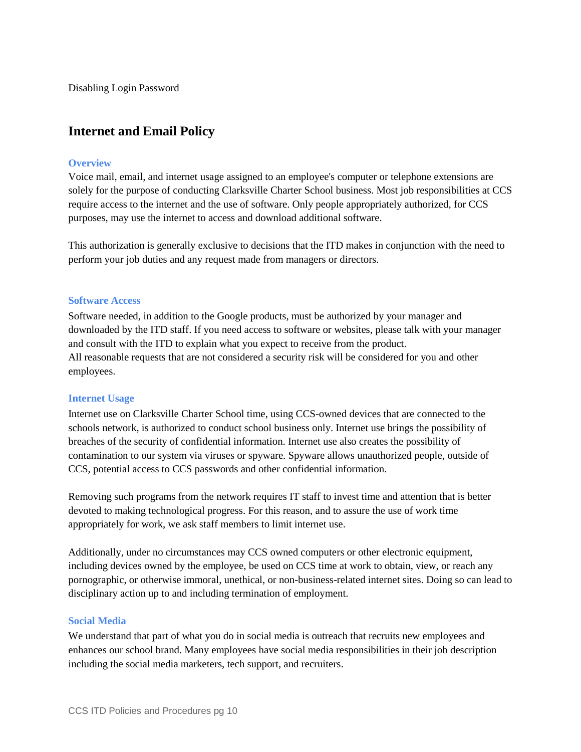Disabling Login Password

## Internet and Email Policy

### Overview

Voice mail, email, and internet usage assigned to an employee's computer or telephone extensions are solely for the purpose of conducting Clarksville Charter School business. Most job responsibilities at CCS require access to the internet and the use of software. Only people appropriately authorized, for CCS purposes, may use the internet to access and download additional software.

This authorization is generally exclusive to decisions that the ITD makes in conjunction with the need to perform your job duties and any request made from managers or directors.

### Software Access

Software needed, in addition to the Google products, must be authorized by your manager and downloaded by the ITD staff. If you need access to software or websites, please talk with your manager and consult with the ITD to explain what you expect to receive from the product.
All reasonable requests that are not considered a security risk will be considered for you and other employees.

### Internet Usage

Internet use on Clarksville Charter School time, using CCS-owned devices that are connected to the schools network, is authorized to conduct school business only. Internet use brings the possibility of breaches of the security of confidential information. Internet use also creates the possibility of contamination to our system via viruses or spyware. Spyware allows unauthorized people, outside of CCS, potential access to CCS passwords and other confidential information.

Removing such programs from the network requires IT staff to invest time and attention that is better devoted to making technological progress. For this reason, and to assure the use of work time appropriately for work, we ask staff members to limit internet use.

Additionally, under no circumstances may CCS owned computers or other electronic equipment, including devices owned by the employee, be used on CCS time at work to obtain, view, or reach any pornographic, or otherwise immoral, unethical, or non-business-related internet sites. Doing so can lead to disciplinary action up to and including termination of employment.

### Social Media

We understand that part of what you do in social media is outreach that recruits new employees and enhances our school brand. Many employees have social media responsibilities in their job description including the social media marketers, tech support, and recruiters.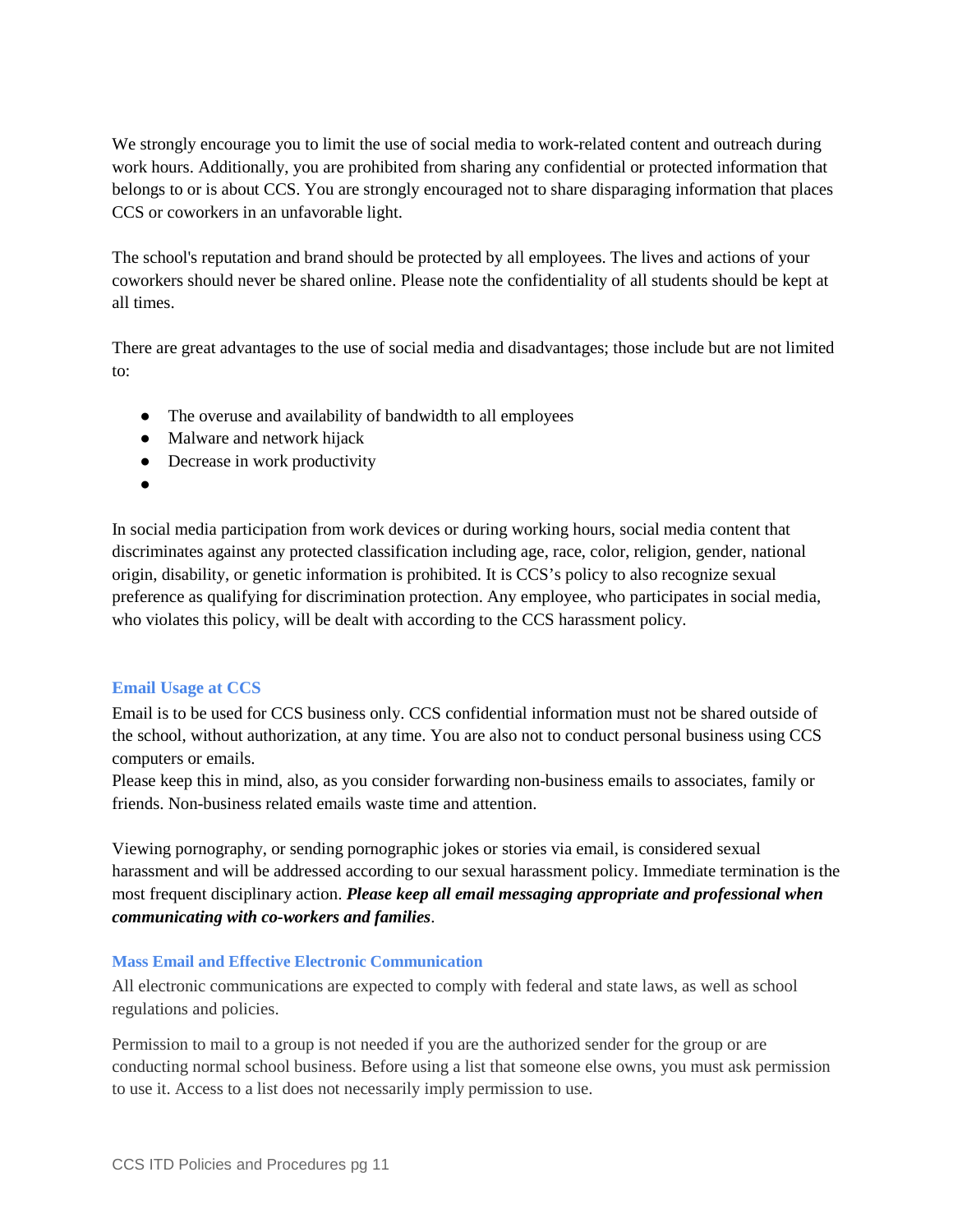We strongly encourage you to limit the use of social media to work-related content and outreach during work hours. Additionally, you are prohibited from sharing any confidential or protected information that belongs to or is about CCS. You are strongly encouraged not to share disparaging information that places CCS or coworkers in an unfavorable light.

The school's reputation and brand should be protected by all employees. The lives and actions of your coworkers should never be shared online. Please note the confidentiality of all students should be kept at all times.

There are great advantages to the use of social media and disadvantages; those include but are not limited to:

- The overuse and availability of bandwidth to all employees
- Malware and network hijack
- Decrease in work productivity
- 

In social media participation from work devices or during working hours, social media content that discriminates against any protected classification including age, race, color, religion, gender, national origin, disability, or genetic information is prohibited. It is CCS's policy to also recognize sexual preference as qualifying for discrimination protection. Any employee, who participates in social media, who violates this policy, will be dealt with according to the CCS harassment policy.

### Email Usage at CCS

Email is to be used for CCS business only. CCS confidential information must not be shared outside of the school, without authorization, at any time. You are also not to conduct personal business using CCS computers or emails.
Please keep this in mind, also, as you consider forwarding non-business emails to associates, family or friends. Non-business related emails waste time and attention.

Viewing pornography, or sending pornographic jokes or stories via email, is considered sexual harassment and will be addressed according to our sexual harassment policy. Immediate termination is the most frequent disciplinary action. ***Please keep all email messaging appropriate and professional when communicating with co-workers and families***.

### Mass Email and Effective Electronic Communication

All electronic communications are expected to comply with federal and state laws, as well as school regulations and policies.

Permission to mail to a group is not needed if you are the authorized sender for the group or are conducting normal school business. Before using a list that someone else owns, you must ask permission to use it. Access to a list does not necessarily imply permission to use.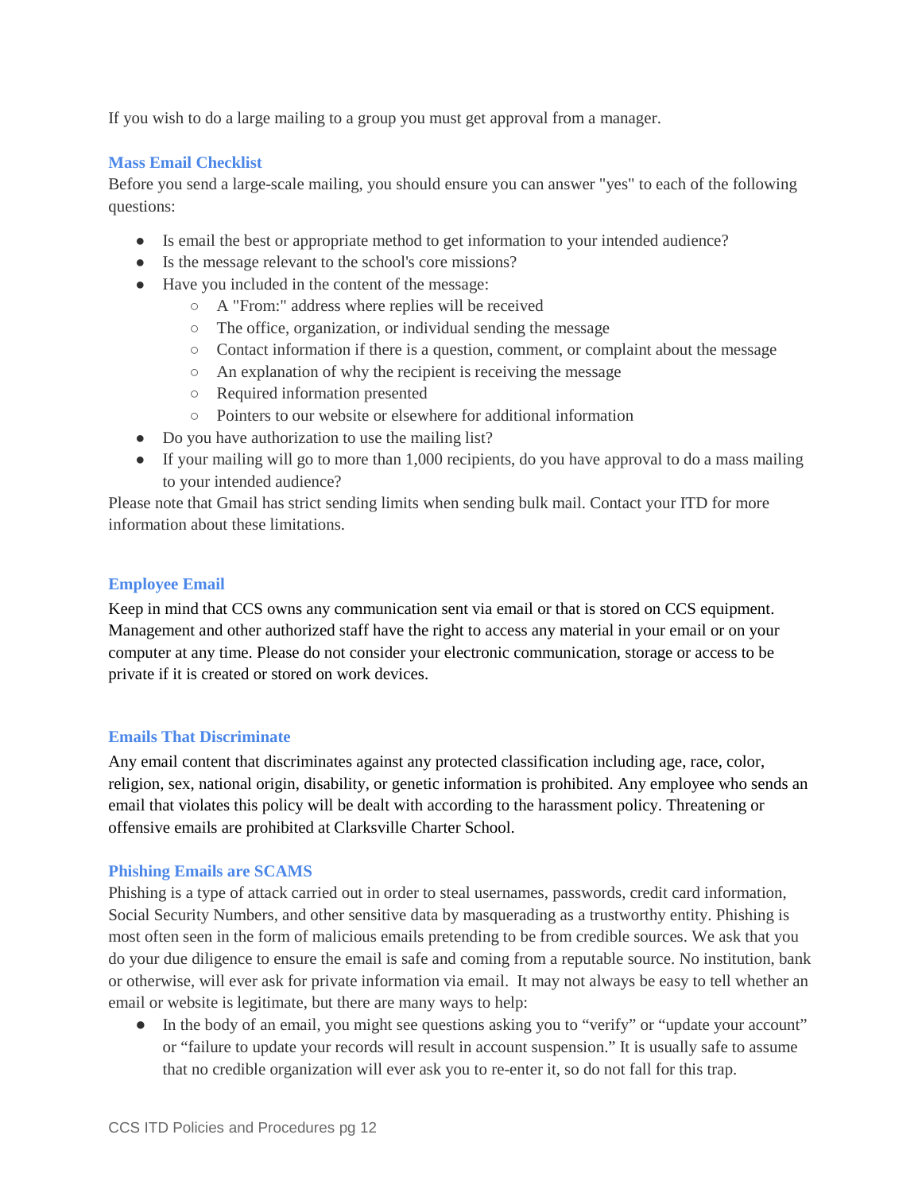If you wish to do a large mailing to a group you must get approval from a manager.

### Mass Email Checklist

Before you send a large-scale mailing, you should ensure you can answer "yes" to each of the following questions:

- Is email the best or appropriate method to get information to your intended audience?
- Is the message relevant to the school's core missions?
- Have you included in the content of the message:
  - A "From:" address where replies will be received
  - The office, organization, or individual sending the message
  - Contact information if there is a question, comment, or complaint about the message
  - An explanation of why the recipient is receiving the message
  - Required information presented
  - Pointers to our website or elsewhere for additional information
- Do you have authorization to use the mailing list?
- If your mailing will go to more than 1,000 recipients, do you have approval to do a mass mailing to your intended audience?

Please note that Gmail has strict sending limits when sending bulk mail. Contact your ITD for more information about these limitations.

### Employee Email

Keep in mind that CCS owns any communication sent via email or that is stored on CCS equipment. Management and other authorized staff have the right to access any material in your email or on your computer at any time. Please do not consider your electronic communication, storage or access to be private if it is created or stored on work devices.

### Emails That Discriminate

Any email content that discriminates against any protected classification including age, race, color, religion, sex, national origin, disability, or genetic information is prohibited. Any employee who sends an email that violates this policy will be dealt with according to the harassment policy. Threatening or offensive emails are prohibited at Clarksville Charter School.

### Phishing Emails are SCAMS

Phishing is a type of attack carried out in order to steal usernames, passwords, credit card information, Social Security Numbers, and other sensitive data by masquerading as a trustworthy entity. Phishing is most often seen in the form of malicious emails pretending to be from credible sources. We ask that you do your due diligence to ensure the email is safe and coming from a reputable source. No institution, bank or otherwise, will ever ask for private information via email. It may not always be easy to tell whether an email or website is legitimate, but there are many ways to help:

- In the body of an email, you might see questions asking you to "verify" or "update your account" or "failure to update your records will result in account suspension." It is usually safe to assume that no credible organization will ever ask you to re-enter it, so do not fall for this trap.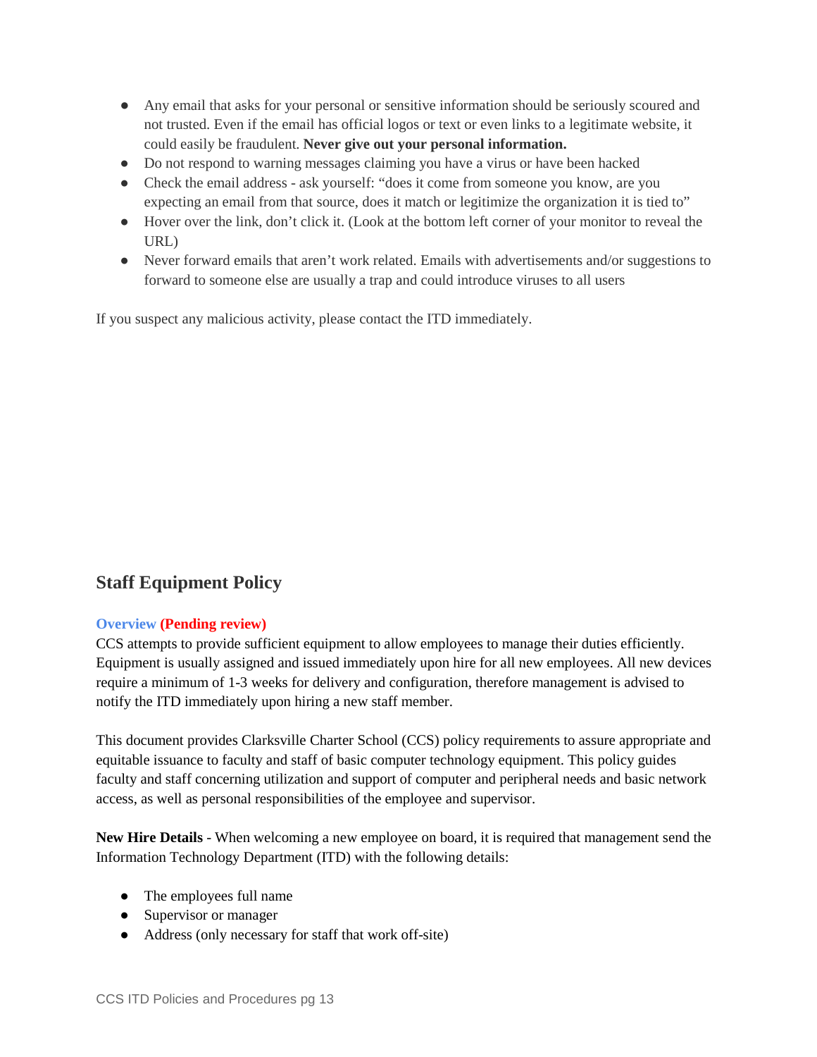- Any email that asks for your personal or sensitive information should be seriously scoured and not trusted. Even if the email has official logos or text or even links to a legitimate website, it could easily be fraudulent. **Never give out your personal information.**
- Do not respond to warning messages claiming you have a virus or have been hacked
- Check the email address - ask yourself: "does it come from someone you know, are you expecting an email from that source, does it match or legitimize the organization it is tied to"
- Hover over the link, don't click it. (Look at the bottom left corner of your monitor to reveal the URL)
- Never forward emails that aren't work related. Emails with advertisements and/or suggestions to forward to someone else are usually a trap and could introduce viruses to all users

If you suspect any malicious activity, please contact the ITD immediately.

## Staff Equipment Policy

**Overview (Pending review)**

CCS attempts to provide sufficient equipment to allow employees to manage their duties efficiently. Equipment is usually assigned and issued immediately upon hire for all new employees. All new devices require a minimum of 1-3 weeks for delivery and configuration, therefore management is advised to notify the ITD immediately upon hiring a new staff member.

This document provides Clarksville Charter School (CCS) policy requirements to assure appropriate and equitable issuance to faculty and staff of basic computer technology equipment. This policy guides faculty and staff concerning utilization and support of computer and peripheral needs and basic network access, as well as personal responsibilities of the employee and supervisor.

**New Hire Details** - When welcoming a new employee on board, it is required that management send the Information Technology Department (ITD) with the following details:

- The employees full name
- Supervisor or manager
- Address (only necessary for staff that work off-site)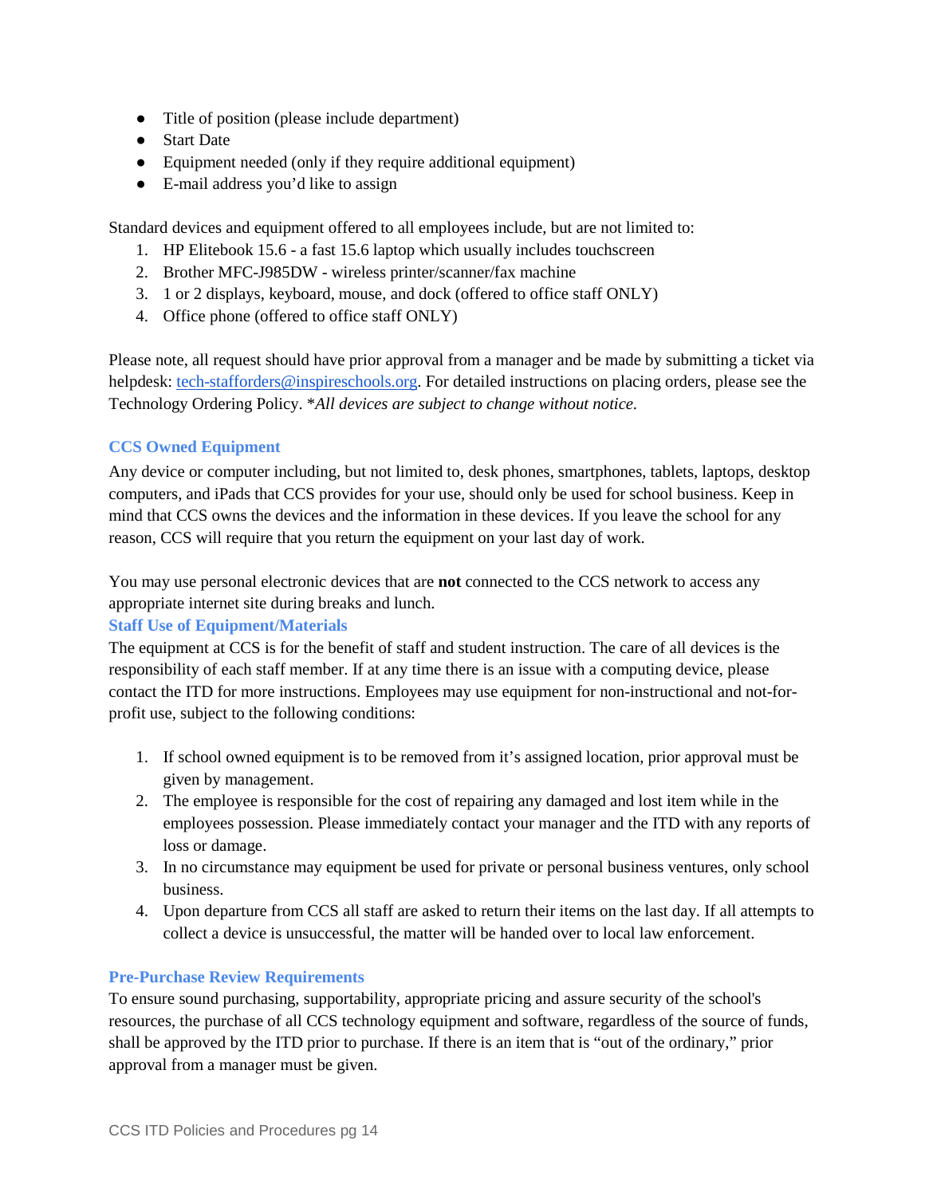- Title of position (please include department)
- Start Date
- Equipment needed (only if they require additional equipment)
- E-mail address you'd like to assign

Standard devices and equipment offered to all employees include, but are not limited to:

1. HP Elitebook 15.6 - a fast 15.6 laptop which usually includes touchscreen
2. Brother MFC-J985DW - wireless printer/scanner/fax machine
3. 1 or 2 displays, keyboard, mouse, and dock (offered to office staff ONLY)
4. Office phone (offered to office staff ONLY)

Please note, all request should have prior approval from a manager and be made by submitting a ticket via helpdesk: [tech-stafforders@inspireschools.org](mailto:tech-stafforders@inspireschools.org). For detailed instructions on placing orders, please see the Technology Ordering Policy. **All devices are subject to change without notice.*

### CCS Owned Equipment

Any device or computer including, but not limited to, desk phones, smartphones, tablets, laptops, desktop computers, and iPads that CCS provides for your use, should only be used for school business. Keep in mind that CCS owns the devices and the information in these devices. If you leave the school for any reason, CCS will require that you return the equipment on your last day of work.

You may use personal electronic devices that are **not** connected to the CCS network to access any appropriate internet site during breaks and lunch.

### Staff Use of Equipment/Materials

The equipment at CCS is for the benefit of staff and student instruction. The care of all devices is the responsibility of each staff member. If at any time there is an issue with a computing device, please contact the ITD for more instructions. Employees may use equipment for non-instructional and not-for-profit use, subject to the following conditions:

1. If school owned equipment is to be removed from it's assigned location, prior approval must be given by management.
2. The employee is responsible for the cost of repairing any damaged and lost item while in the employees possession. Please immediately contact your manager and the ITD with any reports of loss or damage.
3. In no circumstance may equipment be used for private or personal business ventures, only school business.
4. Upon departure from CCS all staff are asked to return their items on the last day. If all attempts to collect a device is unsuccessful, the matter will be handed over to local law enforcement.

### Pre-Purchase Review Requirements

To ensure sound purchasing, supportability, appropriate pricing and assure security of the school's resources, the purchase of all CCS technology equipment and software, regardless of the source of funds, shall be approved by the ITD prior to purchase. If there is an item that is "out of the ordinary," prior approval from a manager must be given.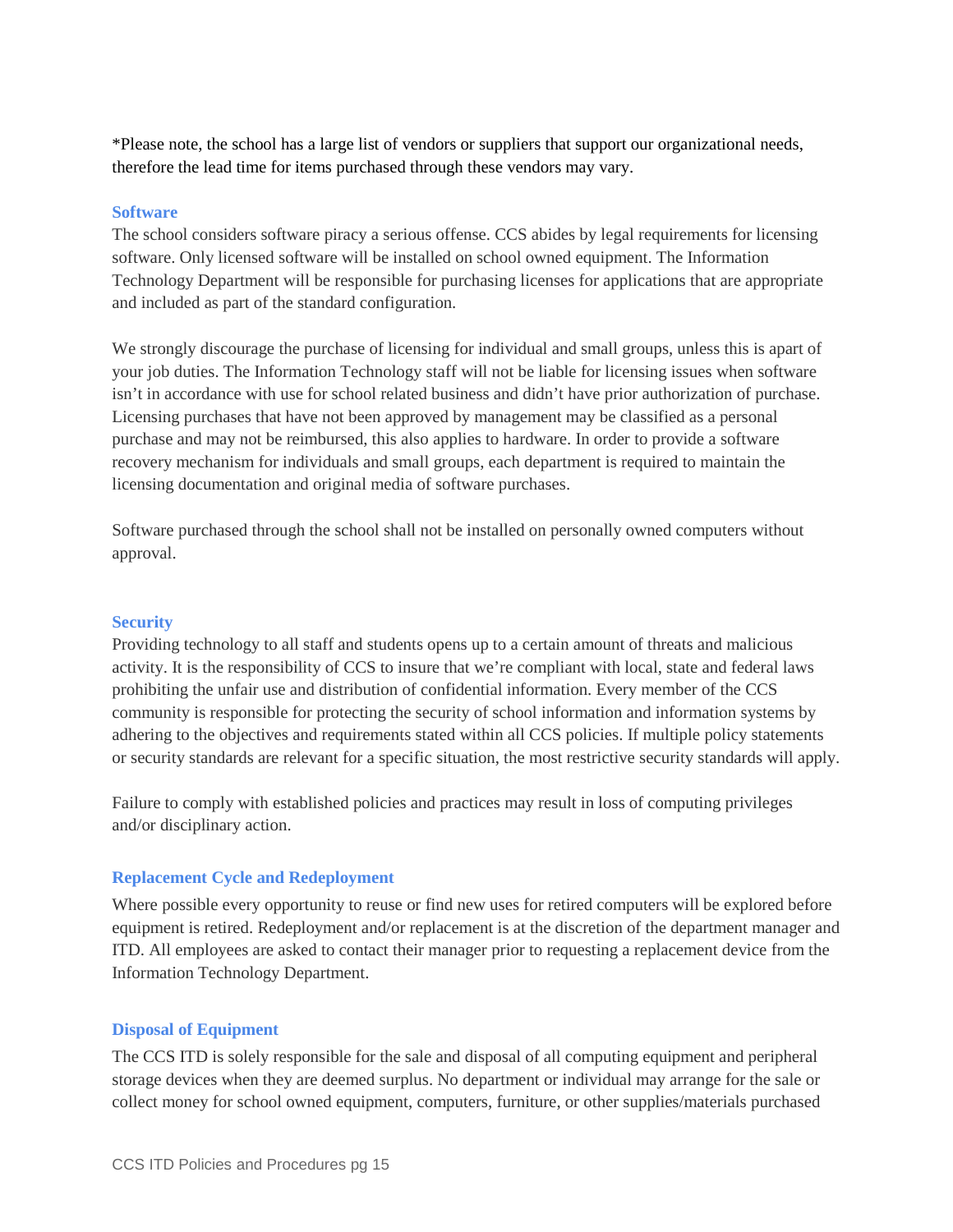*Please note, the school has a large list of vendors or suppliers that support our organizational needs, therefore the lead time for items purchased through these vendors may vary.

### Software

The school considers software piracy a serious offense. CCS abides by legal requirements for licensing software. Only licensed software will be installed on school owned equipment. The Information Technology Department will be responsible for purchasing licenses for applications that are appropriate and included as part of the standard configuration.

We strongly discourage the purchase of licensing for individual and small groups, unless this is apart of your job duties. The Information Technology staff will not be liable for licensing issues when software isn't in accordance with use for school related business and didn't have prior authorization of purchase. Licensing purchases that have not been approved by management may be classified as a personal purchase and may not be reimbursed, this also applies to hardware. In order to provide a software recovery mechanism for individuals and small groups, each department is required to maintain the licensing documentation and original media of software purchases.

Software purchased through the school shall not be installed on personally owned computers without approval.

### Security

Providing technology to all staff and students opens up to a certain amount of threats and malicious activity. It is the responsibility of CCS to insure that we're compliant with local, state and federal laws prohibiting the unfair use and distribution of confidential information. Every member of the CCS community is responsible for protecting the security of school information and information systems by adhering to the objectives and requirements stated within all CCS policies. If multiple policy statements or security standards are relevant for a specific situation, the most restrictive security standards will apply.

Failure to comply with established policies and practices may result in loss of computing privileges and/or disciplinary action.

### Replacement Cycle and Redeployment

Where possible every opportunity to reuse or find new uses for retired computers will be explored before equipment is retired. Redeployment and/or replacement is at the discretion of the department manager and ITD. All employees are asked to contact their manager prior to requesting a replacement device from the Information Technology Department.

### Disposal of Equipment

The CCS ITD is solely responsible for the sale and disposal of all computing equipment and peripheral storage devices when they are deemed surplus. No department or individual may arrange for the sale or collect money for school owned equipment, computers, furniture, or other supplies/materials purchased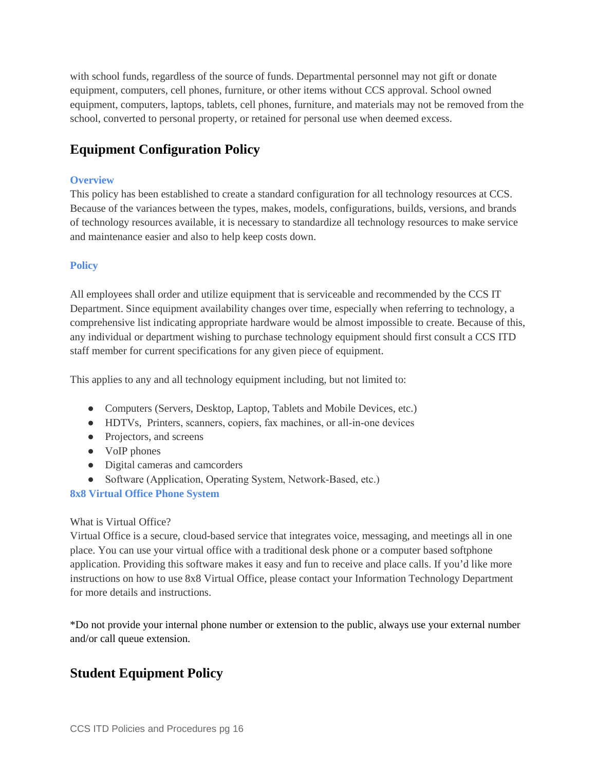with school funds, regardless of the source of funds. Departmental personnel may not gift or donate equipment, computers, cell phones, furniture, or other items without CCS approval. School owned equipment, computers, laptops, tablets, cell phones, furniture, and materials may not be removed from the school, converted to personal property, or retained for personal use when deemed excess.

## Equipment Configuration Policy

### Overview

This policy has been established to create a standard configuration for all technology resources at CCS. Because of the variances between the types, makes, models, configurations, builds, versions, and brands of technology resources available, it is necessary to standardize all technology resources to make service and maintenance easier and also to help keep costs down.

### Policy

All employees shall order and utilize equipment that is serviceable and recommended by the CCS IT Department. Since equipment availability changes over time, especially when referring to technology, a comprehensive list indicating appropriate hardware would be almost impossible to create. Because of this, any individual or department wishing to purchase technology equipment should first consult a CCS ITD staff member for current specifications for any given piece of equipment.

This applies to any and all technology equipment including, but not limited to:

- Computers (Servers, Desktop, Laptop, Tablets and Mobile Devices, etc.)
- HDTVs, Printers, scanners, copiers, fax machines, or all-in-one devices
- Projectors, and screens
- VoIP phones
- Digital cameras and camcorders
- Software (Application, Operating System, Network-Based, etc.)

### 8x8 Virtual Office Phone System

What is Virtual Office?
Virtual Office is a secure, cloud-based service that integrates voice, messaging, and meetings all in one place. You can use your virtual office with a traditional desk phone or a computer based softphone application. Providing this software makes it easy and fun to receive and place calls. If you'd like more instructions on how to use 8x8 Virtual Office, please contact your Information Technology Department for more details and instructions.

*Do not provide your internal phone number or extension to the public, always use your external number and/or call queue extension.

## Student Equipment Policy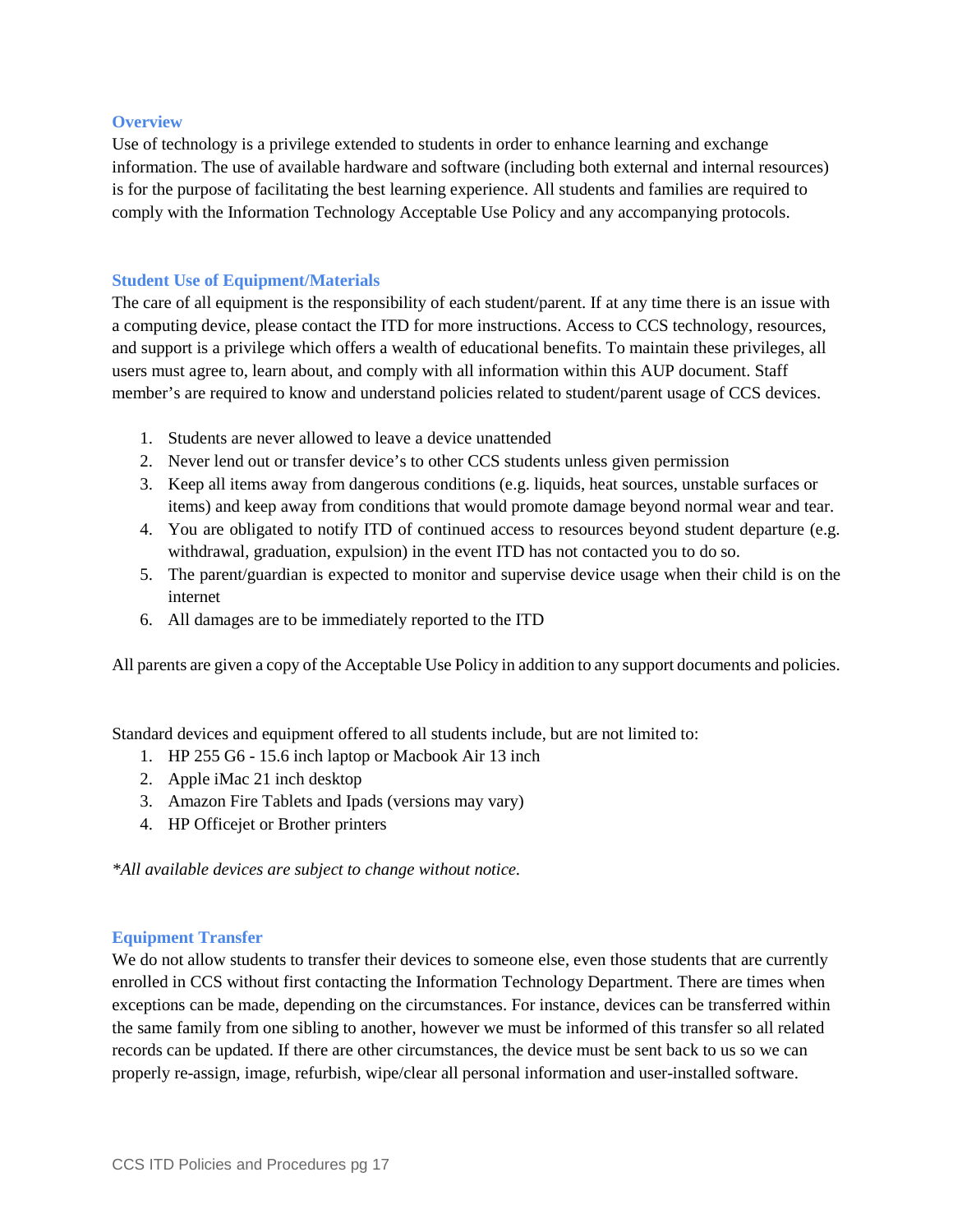## Overview

Use of technology is a privilege extended to students in order to enhance learning and exchange information. The use of available hardware and software (including both external and internal resources) is for the purpose of facilitating the best learning experience. All students and families are required to comply with the Information Technology Acceptable Use Policy and any accompanying protocols.

## Student Use of Equipment/Materials

The care of all equipment is the responsibility of each student/parent. If at any time there is an issue with a computing device, please contact the ITD for more instructions. Access to CCS technology, resources, and support is a privilege which offers a wealth of educational benefits. To maintain these privileges, all users must agree to, learn about, and comply with all information within this AUP document. Staff member's are required to know and understand policies related to student/parent usage of CCS devices.

1. Students are never allowed to leave a device unattended
2. Never lend out or transfer device's to other CCS students unless given permission
3. Keep all items away from dangerous conditions (e.g. liquids, heat sources, unstable surfaces or items) and keep away from conditions that would promote damage beyond normal wear and tear.
4. You are obligated to notify ITD of continued access to resources beyond student departure (e.g. withdrawal, graduation, expulsion) in the event ITD has not contacted you to do so.
5. The parent/guardian is expected to monitor and supervise device usage when their child is on the internet
6. All damages are to be immediately reported to the ITD

All parents are given a copy of the Acceptable Use Policy in addition to any support documents and policies.

Standard devices and equipment offered to all students include, but are not limited to:

1. HP 255 G6 - 15.6 inch laptop or Macbook Air 13 inch
2. Apple iMac 21 inch desktop
3. Amazon Fire Tablets and Ipads (versions may vary)
4. HP Officejet or Brother printers

*\*All available devices are subject to change without notice.*

## Equipment Transfer

We do not allow students to transfer their devices to someone else, even those students that are currently enrolled in CCS without first contacting the Information Technology Department. There are times when exceptions can be made, depending on the circumstances. For instance, devices can be transferred within the same family from one sibling to another, however we must be informed of this transfer so all related records can be updated. If there are other circumstances, the device must be sent back to us so we can properly re-assign, image, refurbish, wipe/clear all personal information and user-installed software.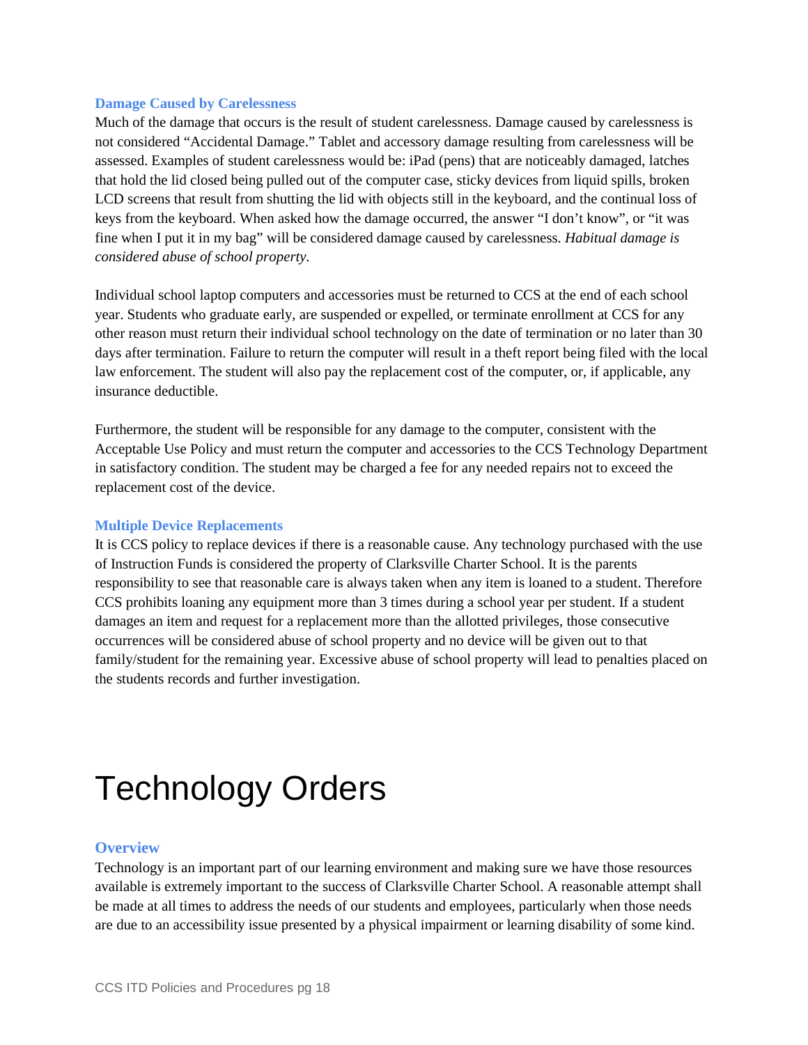### Damage Caused by Carelessness

Much of the damage that occurs is the result of student carelessness. Damage caused by carelessness is not considered "Accidental Damage." Tablet and accessory damage resulting from carelessness will be assessed. Examples of student carelessness would be: iPad (pens) that are noticeably damaged, latches that hold the lid closed being pulled out of the computer case, sticky devices from liquid spills, broken LCD screens that result from shutting the lid with objects still in the keyboard, and the continual loss of keys from the keyboard. When asked how the damage occurred, the answer "I don't know", or "it was fine when I put it in my bag" will be considered damage caused by carelessness. *Habitual damage is considered abuse of school property.*

Individual school laptop computers and accessories must be returned to CCS at the end of each school year. Students who graduate early, are suspended or expelled, or terminate enrollment at CCS for any other reason must return their individual school technology on the date of termination or no later than 30 days after termination. Failure to return the computer will result in a theft report being filed with the local law enforcement. The student will also pay the replacement cost of the computer, or, if applicable, any insurance deductible.

Furthermore, the student will be responsible for any damage to the computer, consistent with the Acceptable Use Policy and must return the computer and accessories to the CCS Technology Department in satisfactory condition. The student may be charged a fee for any needed repairs not to exceed the replacement cost of the device.

### Multiple Device Replacements

It is CCS policy to replace devices if there is a reasonable cause. Any technology purchased with the use of Instruction Funds is considered the property of Clarksville Charter School. It is the parents responsibility to see that reasonable care is always taken when any item is loaned to a student. Therefore CCS prohibits loaning any equipment more than 3 times during a school year per student. If a student damages an item and request for a replacement more than the allotted privileges, those consecutive occurrences will be considered abuse of school property and no device will be given out to that family/student for the remaining year. Excessive abuse of school property will lead to penalties placed on the students records and further investigation.

# Technology Orders

### Overview

Technology is an important part of our learning environment and making sure we have those resources available is extremely important to the success of Clarksville Charter School. A reasonable attempt shall be made at all times to address the needs of our students and employees, particularly when those needs are due to an accessibility issue presented by a physical impairment or learning disability of some kind.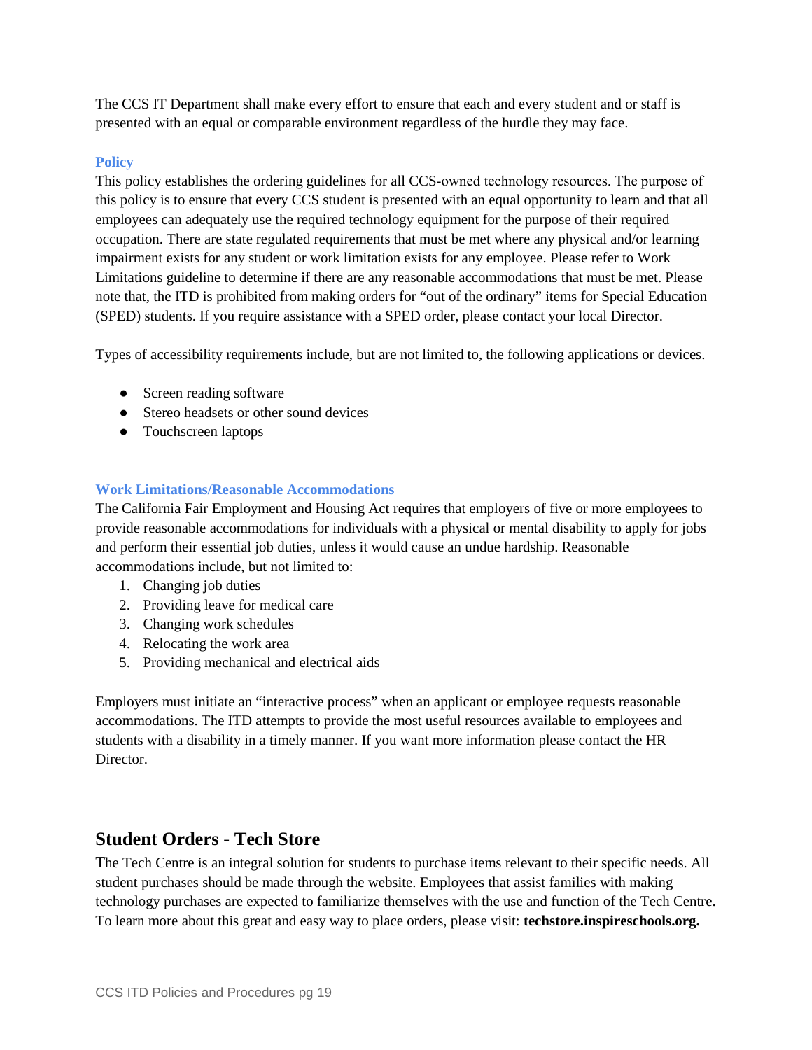The CCS IT Department shall make every effort to ensure that each and every student and or staff is presented with an equal or comparable environment regardless of the hurdle they may face.

### Policy

This policy establishes the ordering guidelines for all CCS-owned technology resources. The purpose of this policy is to ensure that every CCS student is presented with an equal opportunity to learn and that all employees can adequately use the required technology equipment for the purpose of their required occupation. There are state regulated requirements that must be met where any physical and/or learning impairment exists for any student or work limitation exists for any employee. Please refer to Work Limitations guideline to determine if there are any reasonable accommodations that must be met. Please note that, the ITD is prohibited from making orders for "out of the ordinary" items for Special Education (SPED) students. If you require assistance with a SPED order, please contact your local Director.

Types of accessibility requirements include, but are not limited to, the following applications or devices.

- Screen reading software
- Stereo headsets or other sound devices
- Touchscreen laptops

### Work Limitations/Reasonable Accommodations

The California Fair Employment and Housing Act requires that employers of five or more employees to provide reasonable accommodations for individuals with a physical or mental disability to apply for jobs and perform their essential job duties, unless it would cause an undue hardship. Reasonable accommodations include, but not limited to:

1. Changing job duties
2. Providing leave for medical care
3. Changing work schedules
4. Relocating the work area
5. Providing mechanical and electrical aids

Employers must initiate an "interactive process" when an applicant or employee requests reasonable accommodations. The ITD attempts to provide the most useful resources available to employees and students with a disability in a timely manner. If you want more information please contact the HR Director.

## Student Orders - Tech Store

The Tech Centre is an integral solution for students to purchase items relevant to their specific needs. All student purchases should be made through the website. Employees that assist families with making technology purchases are expected to familiarize themselves with the use and function of the Tech Centre. To learn more about this great and easy way to place orders, please visit: **techstore.inspireschools.org.**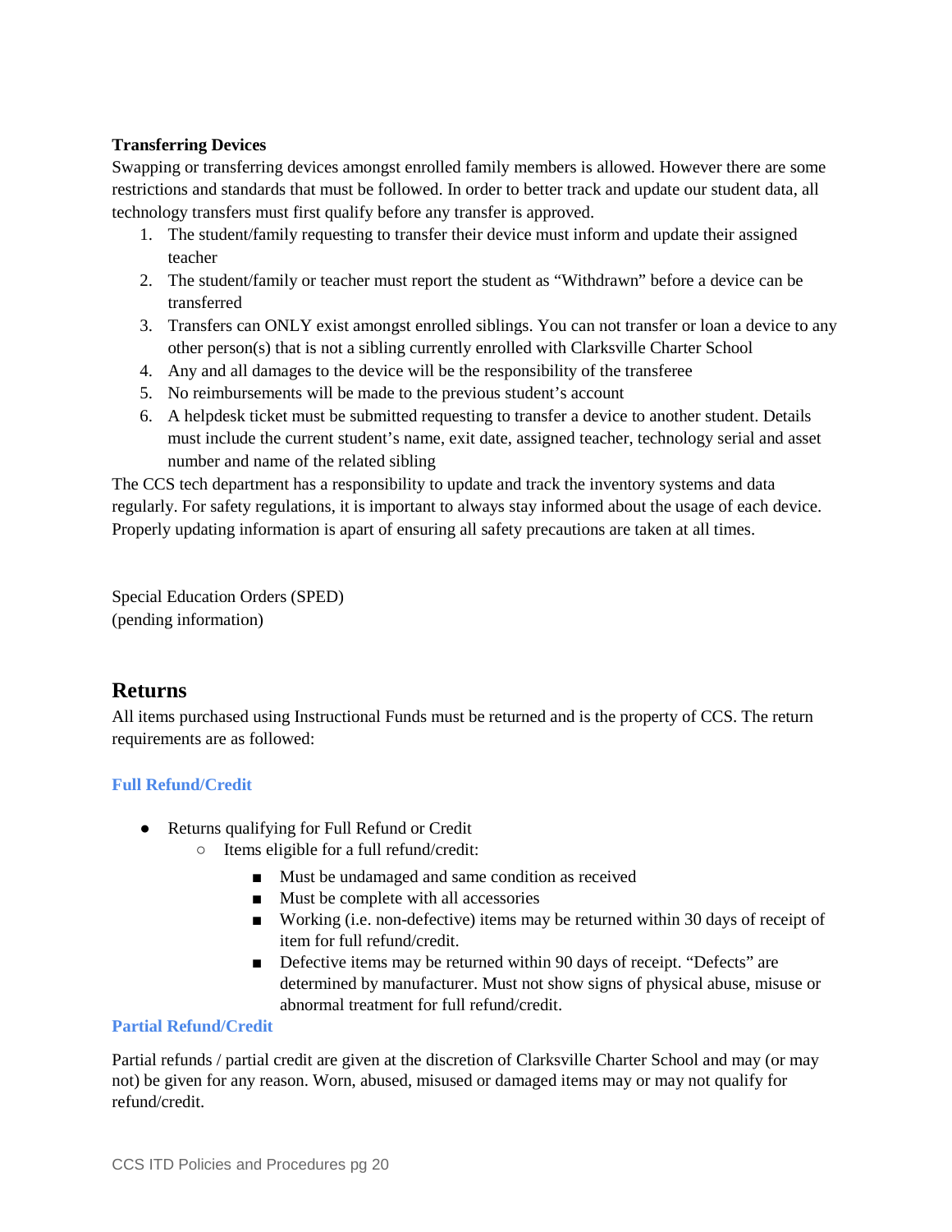**Transferring Devices**

Swapping or transferring devices amongst enrolled family members is allowed. However there are some restrictions and standards that must be followed. In order to better track and update our student data, all technology transfers must first qualify before any transfer is approved.

1. The student/family requesting to transfer their device must inform and update their assigned teacher
2. The student/family or teacher must report the student as "Withdrawn" before a device can be transferred
3. Transfers can ONLY exist amongst enrolled siblings. You can not transfer or loan a device to any other person(s) that is not a sibling currently enrolled with Clarksville Charter School
4. Any and all damages to the device will be the responsibility of the transferee
5. No reimbursements will be made to the previous student's account
6. A helpdesk ticket must be submitted requesting to transfer a device to another student. Details must include the current student's name, exit date, assigned teacher, technology serial and asset number and name of the related sibling

The CCS tech department has a responsibility to update and track the inventory systems and data regularly. For safety regulations, it is important to always stay informed about the usage of each device. Properly updating information is apart of ensuring all safety precautions are taken at all times.

Special Education Orders (SPED)
(pending information)

## Returns

All items purchased using Instructional Funds must be returned and is the property of CCS. The return requirements are as followed:

### Full Refund/Credit

- Returns qualifying for Full Refund or Credit
  - Items eligible for a full refund/credit:
    - Must be undamaged and same condition as received
    - Must be complete with all accessories
    - Working (i.e. non-defective) items may be returned within 30 days of receipt of item for full refund/credit.
    - Defective items may be returned within 90 days of receipt. "Defects" are determined by manufacturer. Must not show signs of physical abuse, misuse or abnormal treatment for full refund/credit.

### Partial Refund/Credit

Partial refunds / partial credit are given at the discretion of Clarksville Charter School and may (or may not) be given for any reason. Worn, abused, misused or damaged items may or may not qualify for refund/credit.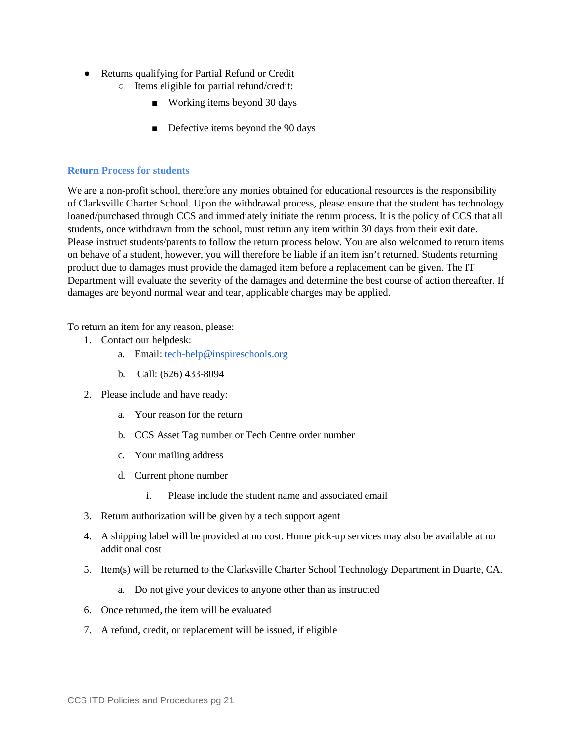- Returns qualifying for Partial Refund or Credit
  - Items eligible for partial refund/credit:
    - Working items beyond 30 days
    - Defective items beyond the 90 days

### Return Process for students

We are a non-profit school, therefore any monies obtained for educational resources is the responsibility of Clarksville Charter School. Upon the withdrawal process, please ensure that the student has technology loaned/purchased through CCS and immediately initiate the return process. It is the policy of CCS that all students, once withdrawn from the school, must return any item within 30 days from their exit date. Please instruct students/parents to follow the return process below. You are also welcomed to return items on behave of a student, however, you will therefore be liable if an item isn't returned. Students returning product due to damages must provide the damaged item before a replacement can be given. The IT Department will evaluate the severity of the damages and determine the best course of action thereafter. If damages are beyond normal wear and tear, applicable charges may be applied.

To return an item for any reason, please:

1. Contact our helpdesk:
   a. Email: tech-help@inspireschools.org
   b. Call: (626) 433-8094
2. Please include and have ready:
   a. Your reason for the return
   b. CCS Asset Tag number or Tech Centre order number
   c. Your mailing address
   d. Current phone number
      i. Please include the student name and associated email
3. Return authorization will be given by a tech support agent
4. A shipping label will be provided at no cost. Home pick-up services may also be available at no additional cost
5. Item(s) will be returned to the Clarksville Charter School Technology Department in Duarte, CA.
   a. Do not give your devices to anyone other than as instructed
6. Once returned, the item will be evaluated
7. A refund, credit, or replacement will be issued, if eligible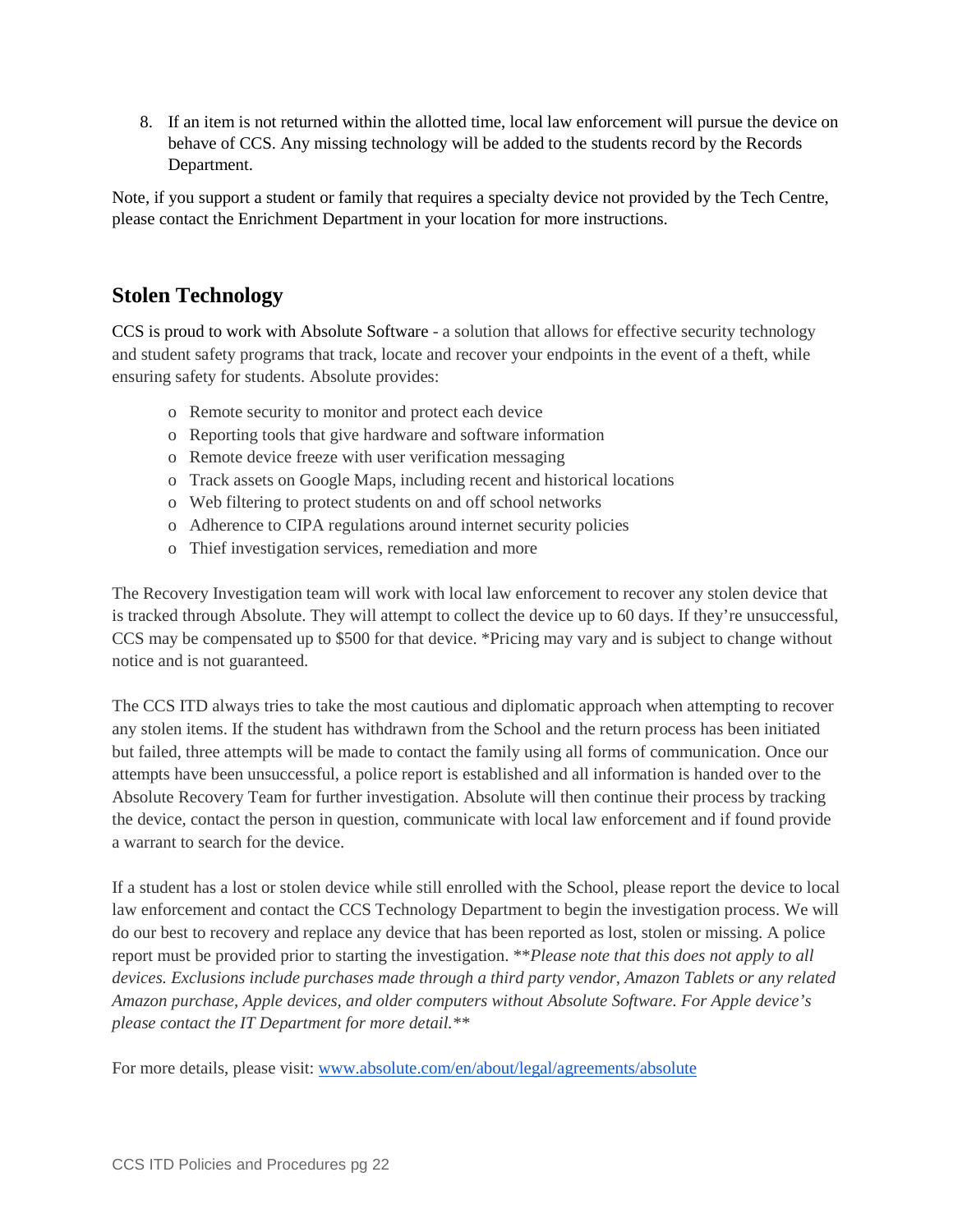8. If an item is not returned within the allotted time, local law enforcement will pursue the device on behave of CCS. Any missing technology will be added to the students record by the Records Department.

Note, if you support a student or family that requires a specialty device not provided by the Tech Centre, please contact the Enrichment Department in your location for more instructions.

## Stolen Technology

CCS is proud to work with Absolute Software - a solution that allows for effective security technology and student safety programs that track, locate and recover your endpoints in the event of a theft, while ensuring safety for students. Absolute provides:

- Remote security to monitor and protect each device
- Reporting tools that give hardware and software information
- Remote device freeze with user verification messaging
- Track assets on Google Maps, including recent and historical locations
- Web filtering to protect students on and off school networks
- Adherence to CIPA regulations around internet security policies
- Thief investigation services, remediation and more

The Recovery Investigation team will work with local law enforcement to recover any stolen device that is tracked through Absolute. They will attempt to collect the device up to 60 days. If they're unsuccessful, CCS may be compensated up to $500 for that device. *Pricing may vary and is subject to change without notice and is not guaranteed.

The CCS ITD always tries to take the most cautious and diplomatic approach when attempting to recover any stolen items. If the student has withdrawn from the School and the return process has been initiated but failed, three attempts will be made to contact the family using all forms of communication. Once our attempts have been unsuccessful, a police report is established and all information is handed over to the Absolute Recovery Team for further investigation. Absolute will then continue their process by tracking the device, contact the person in question, communicate with local law enforcement and if found provide a warrant to search for the device.

If a student has a lost or stolen device while still enrolled with the School, please report the device to local law enforcement and contact the CCS Technology Department to begin the investigation process. We will do our best to recovery and replace any device that has been reported as lost, stolen or missing. A police report must be provided prior to starting the investigation. ***Please note that this does not apply to all devices. Exclusions include purchases made through a third party vendor, Amazon Tablets or any related Amazon purchase, Apple devices, and older computers without Absolute Software. For Apple device's please contact the IT Department for more detail.***

For more details, please visit: [www.absolute.com/en/about/legal/agreements/absolute](www.absolute.com/en/about/legal/agreements/absolute)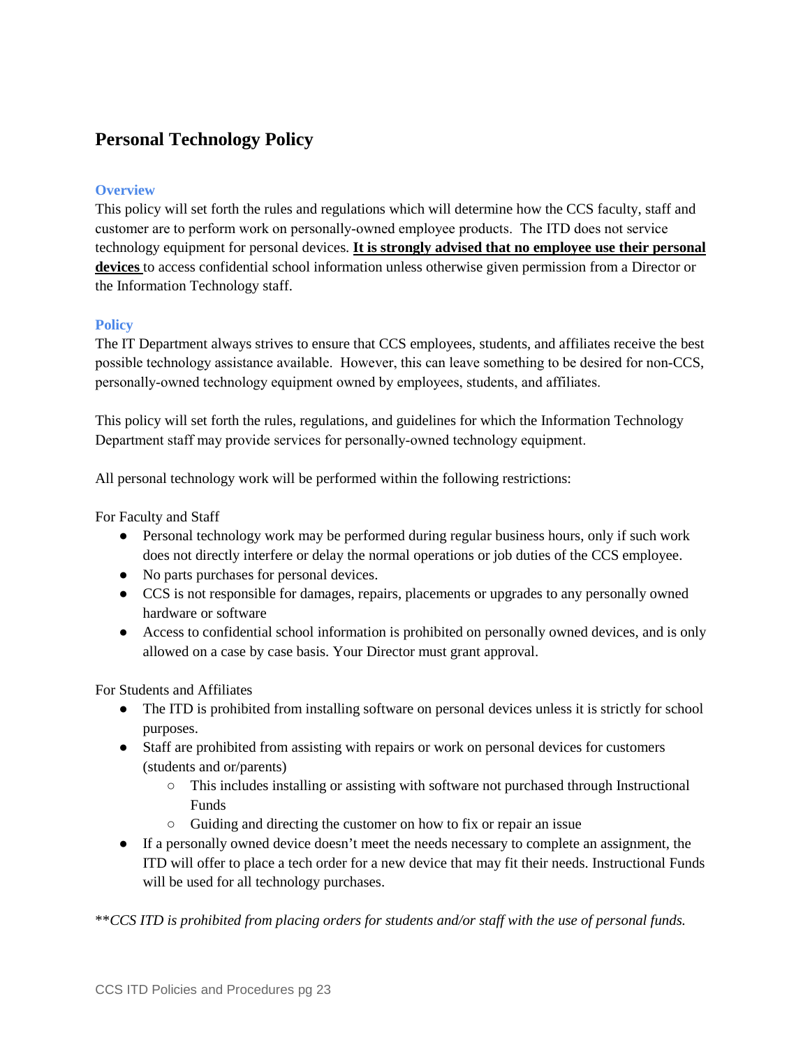## Personal Technology Policy

### Overview

This policy will set forth the rules and regulations which will determine how the CCS faculty, staff and customer are to perform work on personally-owned employee products. The ITD does not service technology equipment for personal devices. **It is strongly advised that no employee use their personal devices** to access confidential school information unless otherwise given permission from a Director or the Information Technology staff.

### Policy

The IT Department always strives to ensure that CCS employees, students, and affiliates receive the best possible technology assistance available. However, this can leave something to be desired for non-CCS, personally-owned technology equipment owned by employees, students, and affiliates.

This policy will set forth the rules, regulations, and guidelines for which the Information Technology Department staff may provide services for personally-owned technology equipment.

All personal technology work will be performed within the following restrictions:

For Faculty and Staff

- Personal technology work may be performed during regular business hours, only if such work does not directly interfere or delay the normal operations or job duties of the CCS employee.
- No parts purchases for personal devices.
- CCS is not responsible for damages, repairs, placements or upgrades to any personally owned hardware or software
- Access to confidential school information is prohibited on personally owned devices, and is only allowed on a case by case basis. Your Director must grant approval.

For Students and Affiliates

- The ITD is prohibited from installing software on personal devices unless it is strictly for school purposes.
- Staff are prohibited from assisting with repairs or work on personal devices for customers (students and or/parents)
  - This includes installing or assisting with software not purchased through Instructional Funds
  - Guiding and directing the customer on how to fix or repair an issue
- If a personally owned device doesn't meet the needs necessary to complete an assignment, the ITD will offer to place a tech order for a new device that may fit their needs. Instructional Funds will be used for all technology purchases.

\*\**CCS ITD is prohibited from placing orders for students and/or staff with the use of personal funds.*